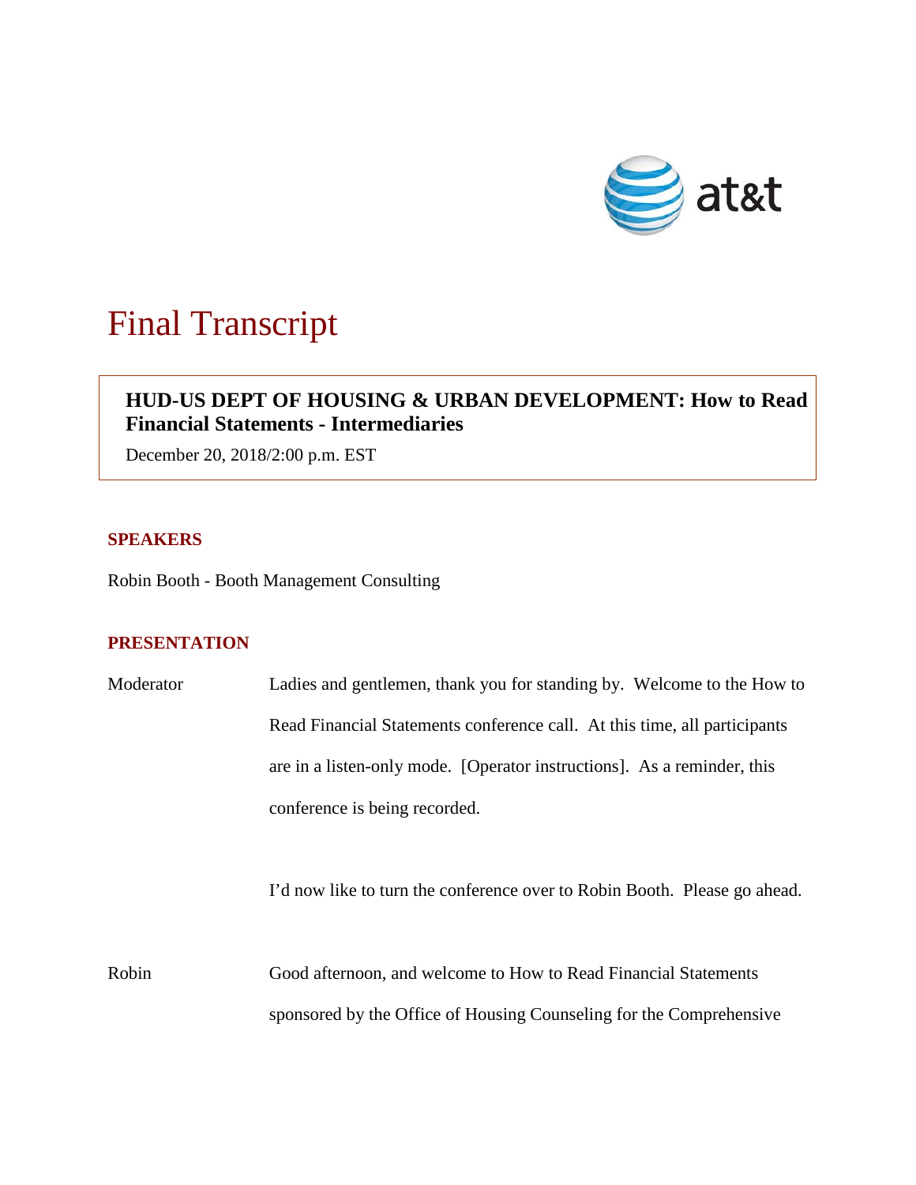# Final Transcript

**HUD-US DEPT OF HOUSING & URBAN DEVELOPMENT: How to Read Financial Statements - Intermediaries**

December 20, 2018/2:00 p.m. EST

## SPEAKERS

Robin Booth - Booth Management Consulting

## PRESENTATION

Moderator — Ladies and gentlemen, thank you for standing by. Welcome to the How to Read Financial Statements conference call. At this time, all participants are in a listen-only mode. [Operator instructions]. As a reminder, this conference is being recorded.

I'd now like to turn the conference over to Robin Booth. Please go ahead.

Robin — Good afternoon, and welcome to How to Read Financial Statements sponsored by the Office of Housing Counseling for the Comprehensive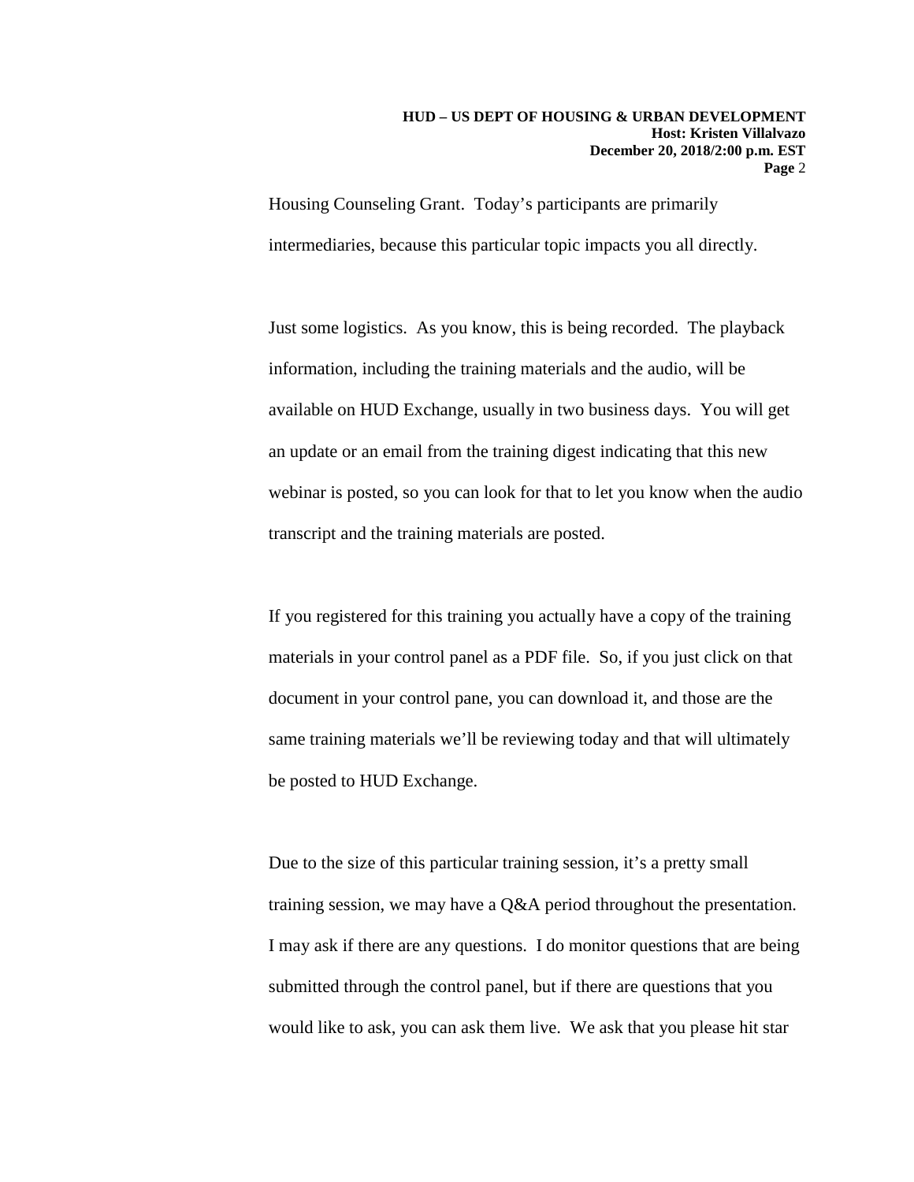Housing Counseling Grant. Today's participants are primarily intermediaries, because this particular topic impacts you all directly.

Just some logistics. As you know, this is being recorded. The playback information, including the training materials and the audio, will be available on HUD Exchange, usually in two business days. You will get an update or an email from the training digest indicating that this new webinar is posted, so you can look for that to let you know when the audio transcript and the training materials are posted.

If you registered for this training you actually have a copy of the training materials in your control panel as a PDF file. So, if you just click on that document in your control pane, you can download it, and those are the same training materials we'll be reviewing today and that will ultimately be posted to HUD Exchange.

Due to the size of this particular training session, it's a pretty small training session, we may have a Q&A period throughout the presentation. I may ask if there are any questions. I do monitor questions that are being submitted through the control panel, but if there are questions that you would like to ask, you can ask them live. We ask that you please hit star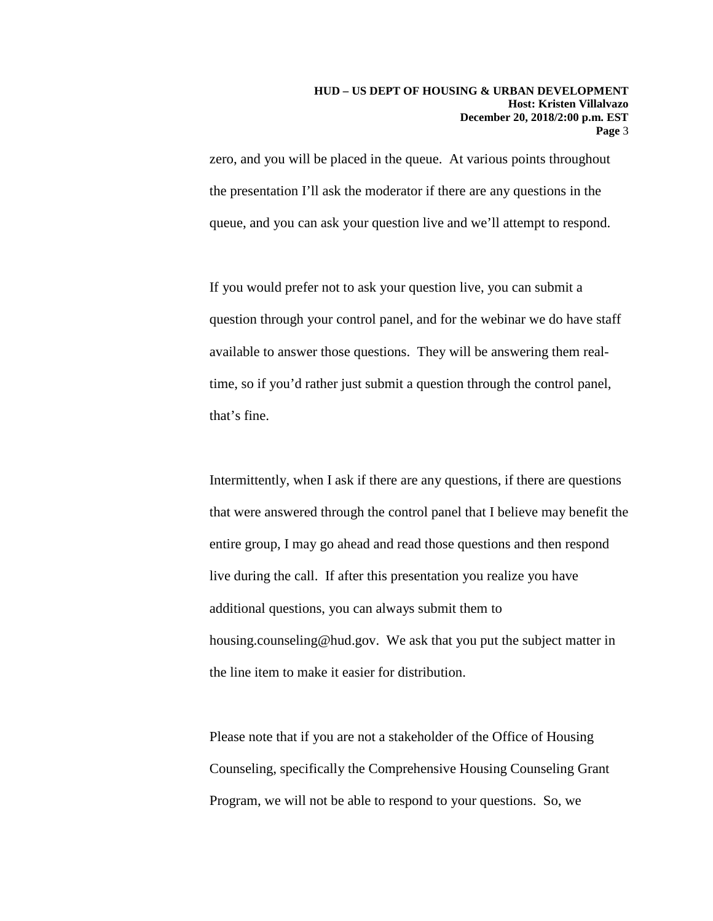zero, and you will be placed in the queue. At various points throughout the presentation I'll ask the moderator if there are any questions in the queue, and you can ask your question live and we'll attempt to respond.

If you would prefer not to ask your question live, you can submit a question through your control panel, and for the webinar we do have staff available to answer those questions. They will be answering them real-time, so if you'd rather just submit a question through the control panel, that's fine.

Intermittently, when I ask if there are any questions, if there are questions that were answered through the control panel that I believe may benefit the entire group, I may go ahead and read those questions and then respond live during the call. If after this presentation you realize you have additional questions, you can always submit them to housing.counseling@hud.gov. We ask that you put the subject matter in the line item to make it easier for distribution.

Please note that if you are not a stakeholder of the Office of Housing Counseling, specifically the Comprehensive Housing Counseling Grant Program, we will not be able to respond to your questions. So, we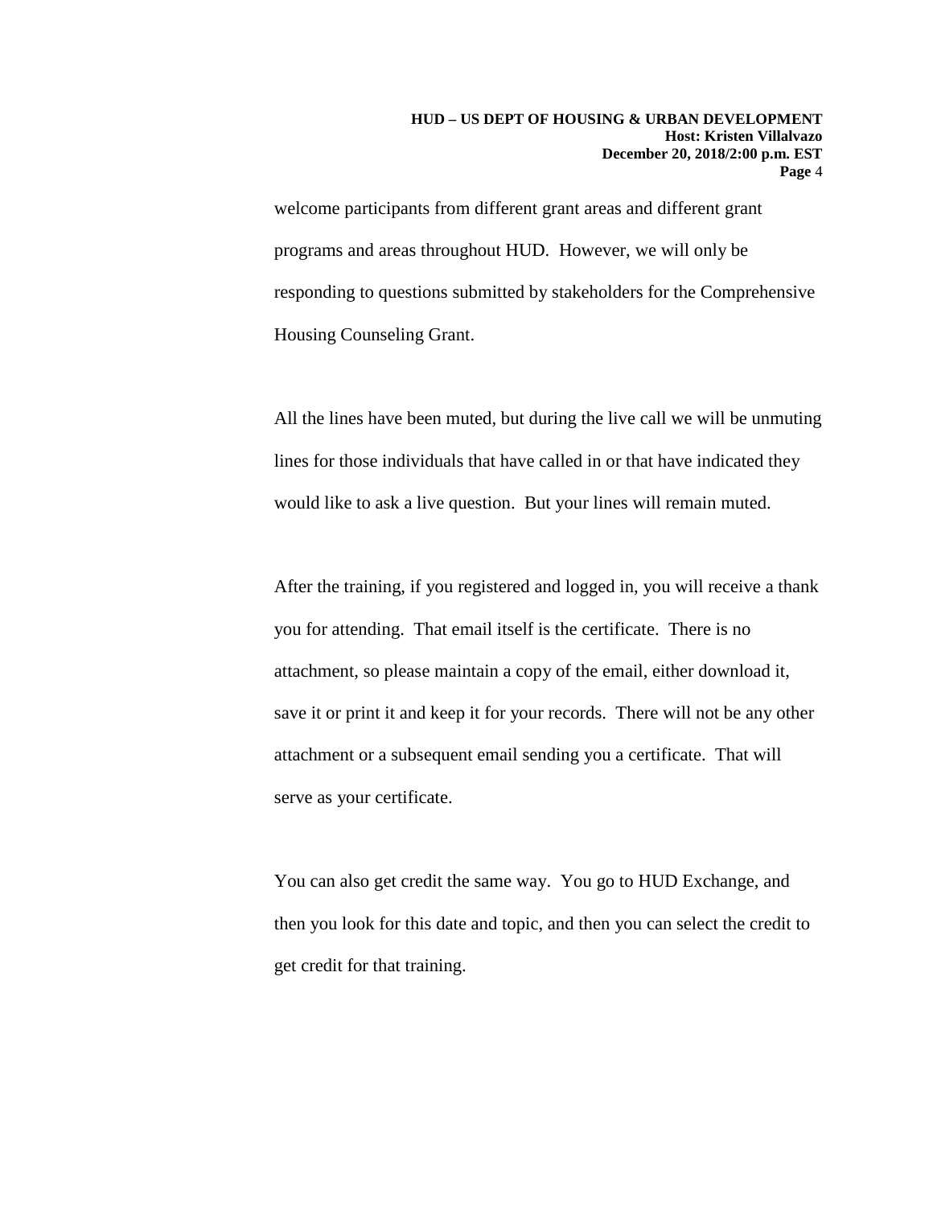welcome participants from different grant areas and different grant programs and areas throughout HUD. However, we will only be responding to questions submitted by stakeholders for the Comprehensive Housing Counseling Grant.

All the lines have been muted, but during the live call we will be unmuting lines for those individuals that have called in or that have indicated they would like to ask a live question. But your lines will remain muted.

After the training, if you registered and logged in, you will receive a thank you for attending. That email itself is the certificate. There is no attachment, so please maintain a copy of the email, either download it, save it or print it and keep it for your records. There will not be any other attachment or a subsequent email sending you a certificate. That will serve as your certificate.

You can also get credit the same way. You go to HUD Exchange, and then you look for this date and topic, and then you can select the credit to get credit for that training.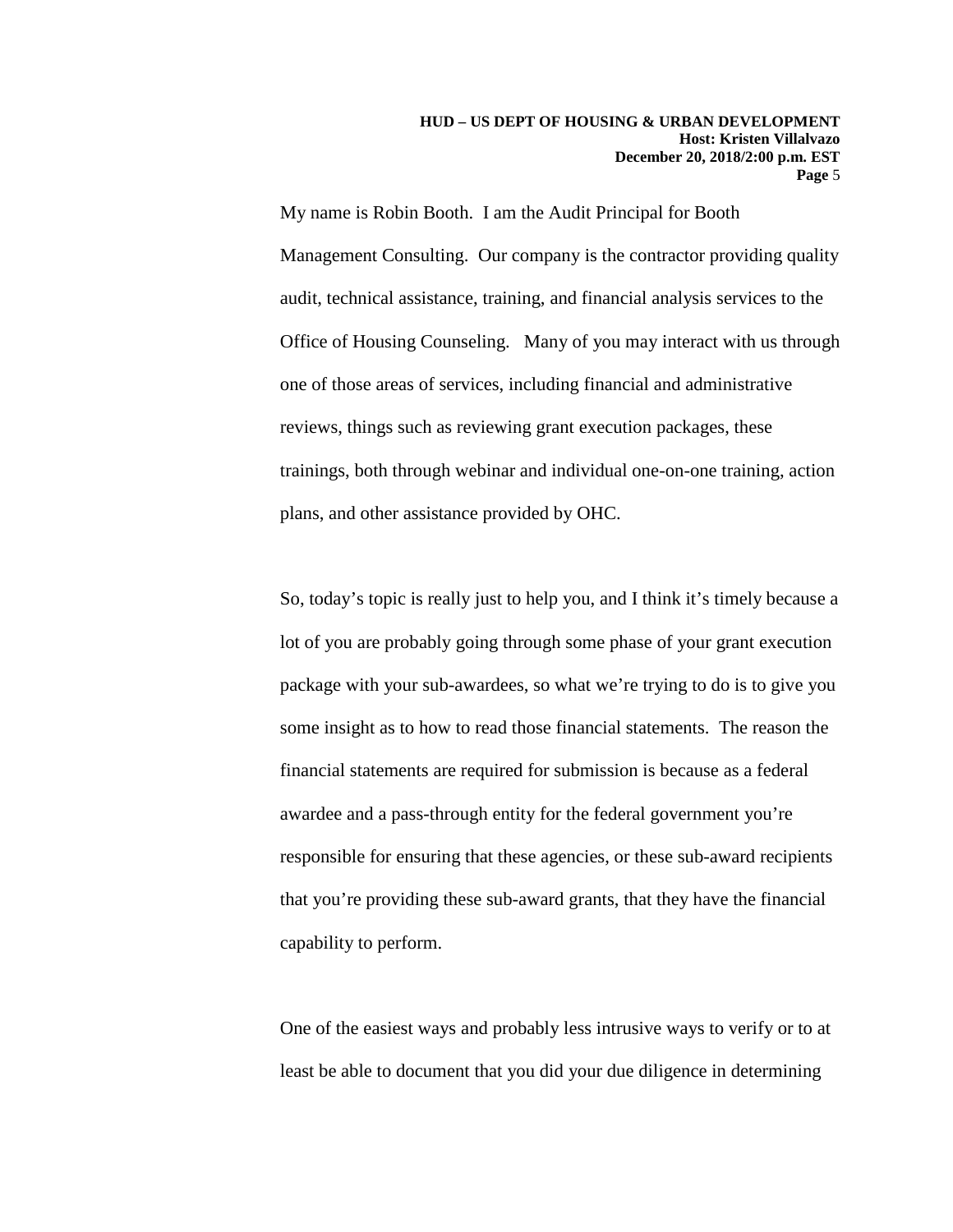My name is Robin Booth. I am the Audit Principal for Booth Management Consulting. Our company is the contractor providing quality audit, technical assistance, training, and financial analysis services to the Office of Housing Counseling. Many of you may interact with us through one of those areas of services, including financial and administrative reviews, things such as reviewing grant execution packages, these trainings, both through webinar and individual one-on-one training, action plans, and other assistance provided by OHC.

So, today's topic is really just to help you, and I think it's timely because a lot of you are probably going through some phase of your grant execution package with your sub-awardees, so what we're trying to do is to give you some insight as to how to read those financial statements. The reason the financial statements are required for submission is because as a federal awardee and a pass-through entity for the federal government you're responsible for ensuring that these agencies, or these sub-award recipients that you're providing these sub-award grants, that they have the financial capability to perform.

One of the easiest ways and probably less intrusive ways to verify or to at least be able to document that you did your due diligence in determining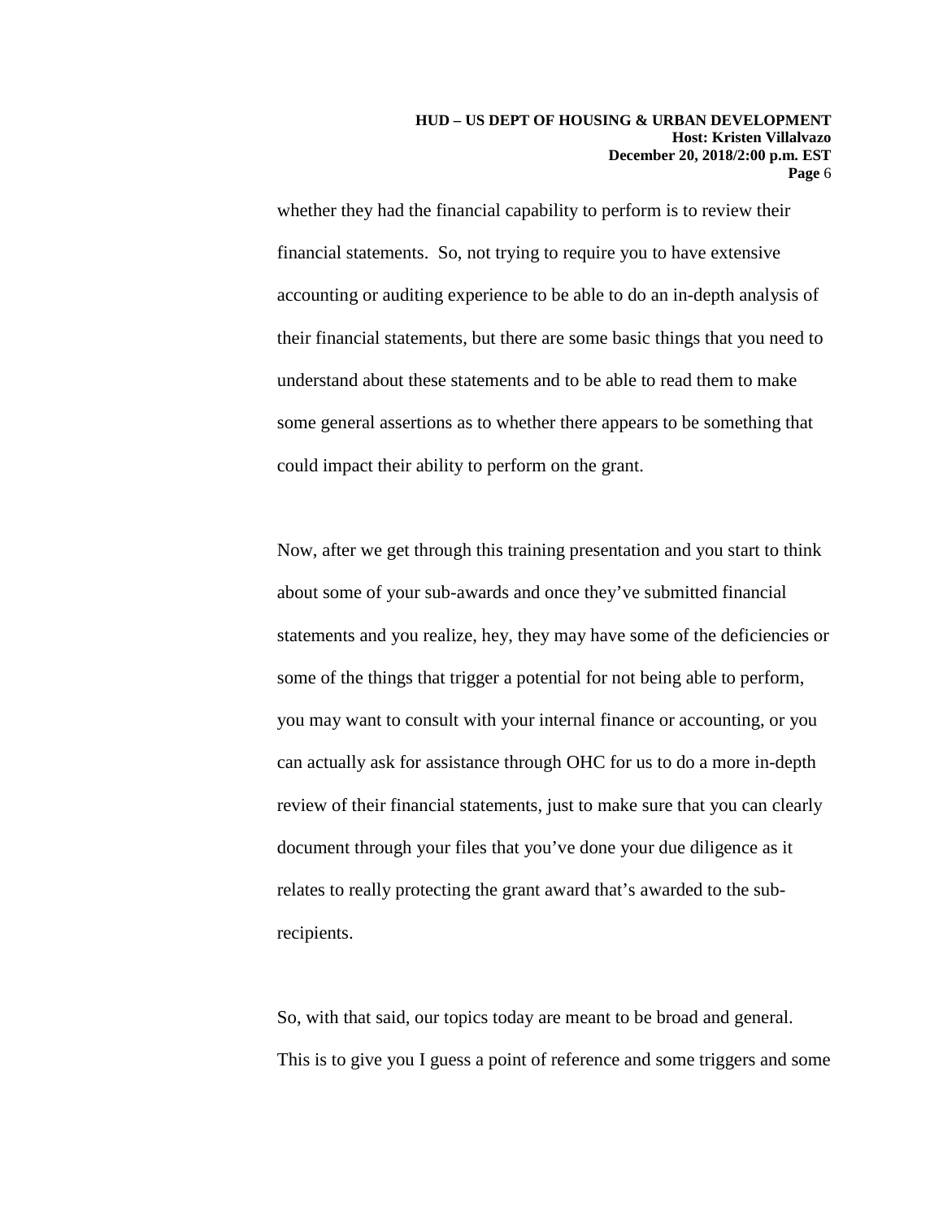whether they had the financial capability to perform is to review their financial statements. So, not trying to require you to have extensive accounting or auditing experience to be able to do an in-depth analysis of their financial statements, but there are some basic things that you need to understand about these statements and to be able to read them to make some general assertions as to whether there appears to be something that could impact their ability to perform on the grant.

Now, after we get through this training presentation and you start to think about some of your sub-awards and once they've submitted financial statements and you realize, hey, they may have some of the deficiencies or some of the things that trigger a potential for not being able to perform, you may want to consult with your internal finance or accounting, or you can actually ask for assistance through OHC for us to do a more in-depth review of their financial statements, just to make sure that you can clearly document through your files that you've done your due diligence as it relates to really protecting the grant award that's awarded to the sub-recipients.

So, with that said, our topics today are meant to be broad and general. This is to give you I guess a point of reference and some triggers and some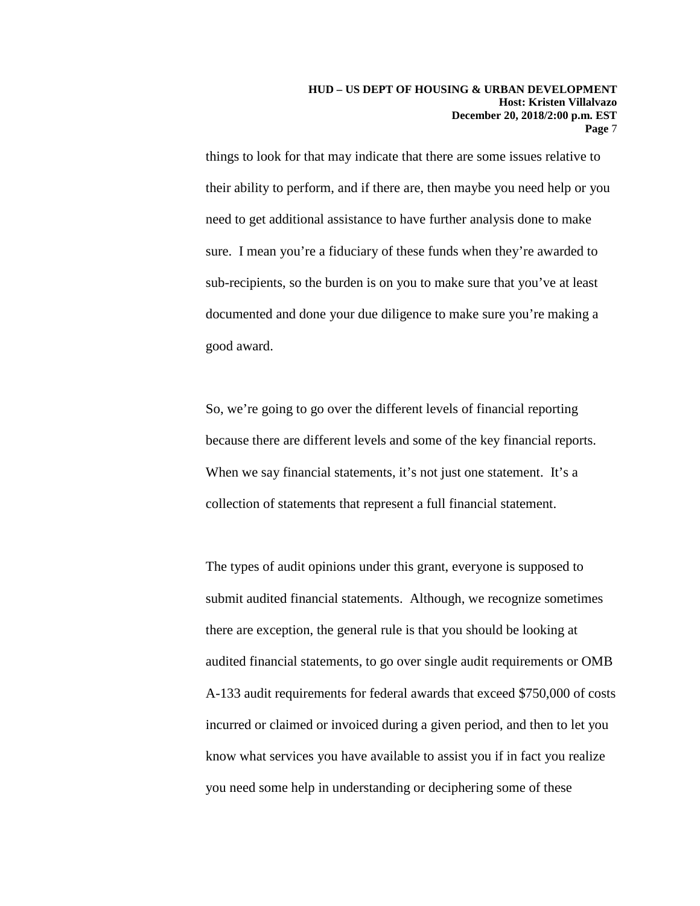things to look for that may indicate that there are some issues relative to their ability to perform, and if there are, then maybe you need help or you need to get additional assistance to have further analysis done to make sure. I mean you're a fiduciary of these funds when they're awarded to sub-recipients, so the burden is on you to make sure that you've at least documented and done your due diligence to make sure you're making a good award.

So, we're going to go over the different levels of financial reporting because there are different levels and some of the key financial reports. When we say financial statements, it's not just one statement. It's a collection of statements that represent a full financial statement.

The types of audit opinions under this grant, everyone is supposed to submit audited financial statements. Although, we recognize sometimes there are exception, the general rule is that you should be looking at audited financial statements, to go over single audit requirements or OMB A-133 audit requirements for federal awards that exceed $750,000 of costs incurred or claimed or invoiced during a given period, and then to let you know what services you have available to assist you if in fact you realize you need some help in understanding or deciphering some of these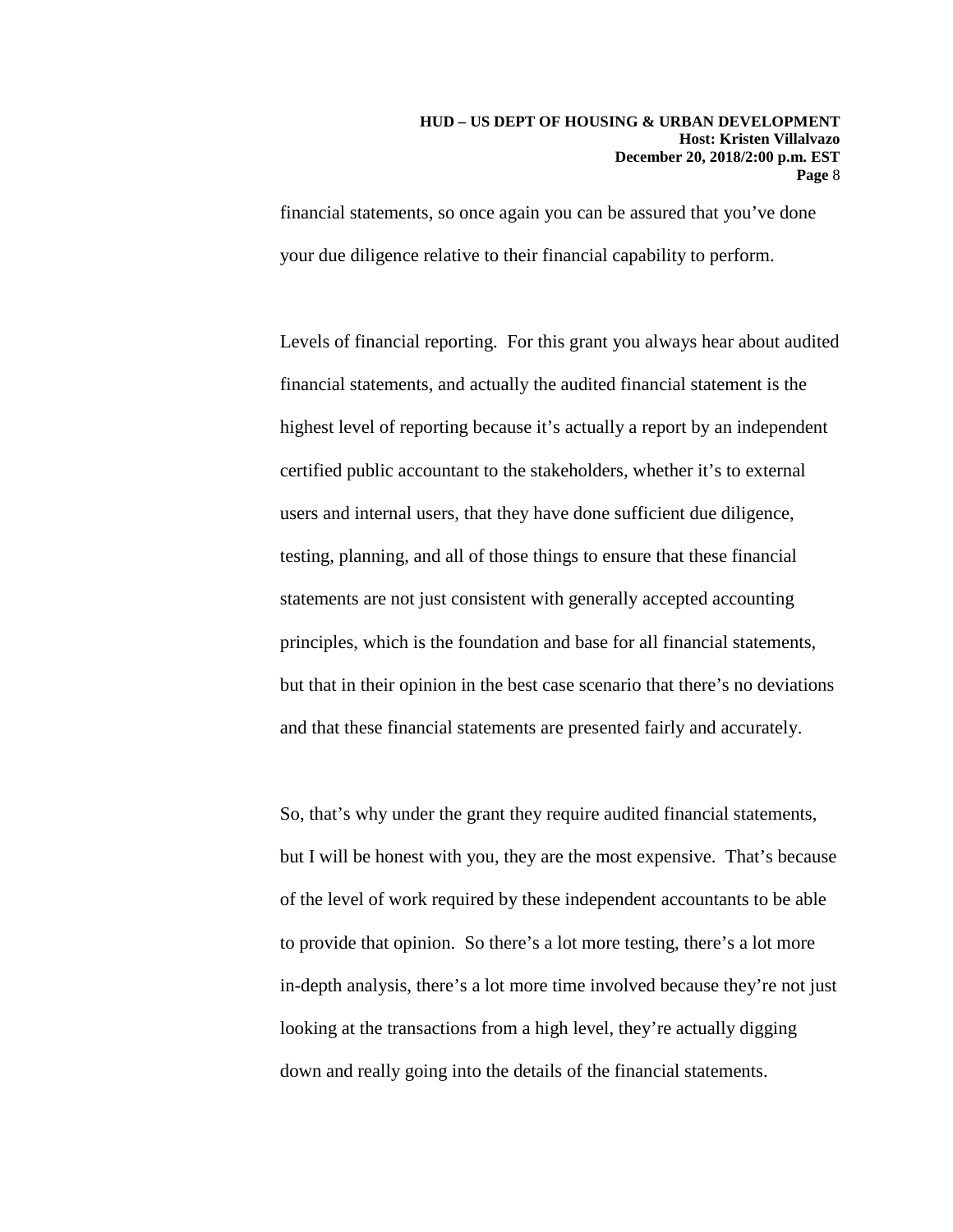financial statements, so once again you can be assured that you've done your due diligence relative to their financial capability to perform.

Levels of financial reporting. For this grant you always hear about audited financial statements, and actually the audited financial statement is the highest level of reporting because it's actually a report by an independent certified public accountant to the stakeholders, whether it's to external users and internal users, that they have done sufficient due diligence, testing, planning, and all of those things to ensure that these financial statements are not just consistent with generally accepted accounting principles, which is the foundation and base for all financial statements, but that in their opinion in the best case scenario that there's no deviations and that these financial statements are presented fairly and accurately.

So, that's why under the grant they require audited financial statements, but I will be honest with you, they are the most expensive. That's because of the level of work required by these independent accountants to be able to provide that opinion. So there's a lot more testing, there's a lot more in-depth analysis, there's a lot more time involved because they're not just looking at the transactions from a high level, they're actually digging down and really going into the details of the financial statements.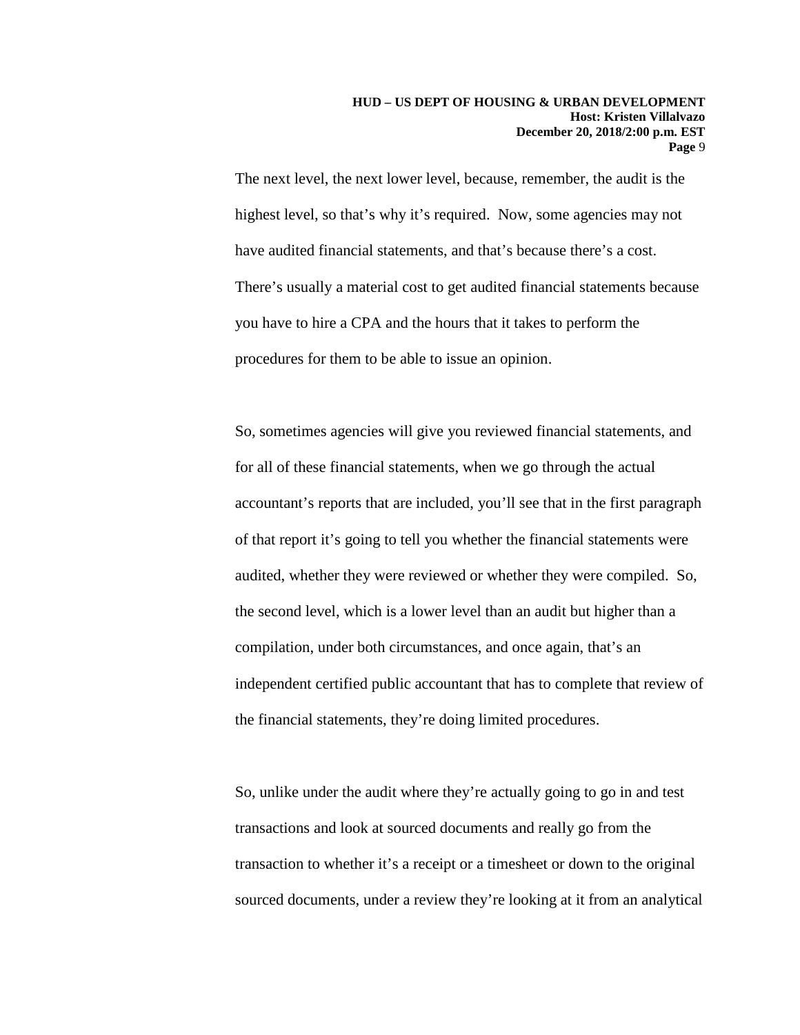The next level, the next lower level, because, remember, the audit is the highest level, so that's why it's required. Now, some agencies may not have audited financial statements, and that's because there's a cost. There's usually a material cost to get audited financial statements because you have to hire a CPA and the hours that it takes to perform the procedures for them to be able to issue an opinion.

So, sometimes agencies will give you reviewed financial statements, and for all of these financial statements, when we go through the actual accountant's reports that are included, you'll see that in the first paragraph of that report it's going to tell you whether the financial statements were audited, whether they were reviewed or whether they were compiled. So, the second level, which is a lower level than an audit but higher than a compilation, under both circumstances, and once again, that's an independent certified public accountant that has to complete that review of the financial statements, they're doing limited procedures.

So, unlike under the audit where they're actually going to go in and test transactions and look at sourced documents and really go from the transaction to whether it's a receipt or a timesheet or down to the original sourced documents, under a review they're looking at it from an analytical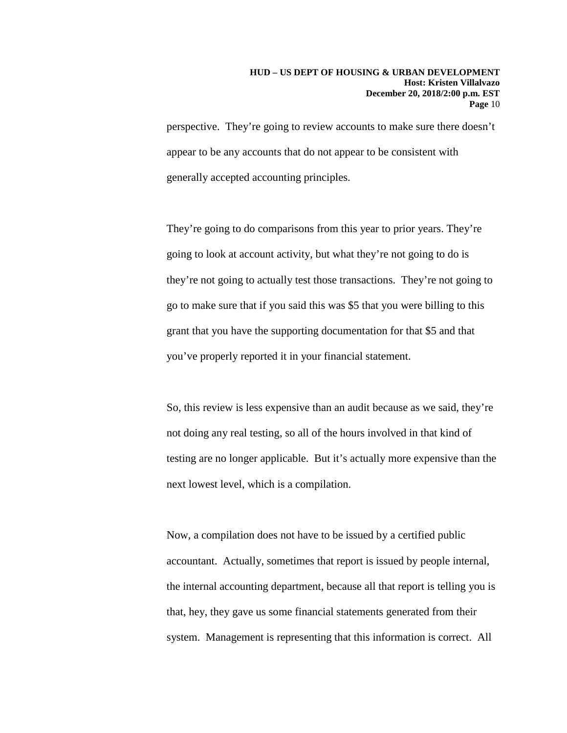perspective. They're going to review accounts to make sure there doesn't appear to be any accounts that do not appear to be consistent with generally accepted accounting principles.

They're going to do comparisons from this year to prior years. They're going to look at account activity, but what they're not going to do is they're not going to actually test those transactions. They're not going to go to make sure that if you said this was $5 that you were billing to this grant that you have the supporting documentation for that $5 and that you've properly reported it in your financial statement.

So, this review is less expensive than an audit because as we said, they're not doing any real testing, so all of the hours involved in that kind of testing are no longer applicable. But it's actually more expensive than the next lowest level, which is a compilation.

Now, a compilation does not have to be issued by a certified public accountant. Actually, sometimes that report is issued by people internal, the internal accounting department, because all that report is telling you is that, hey, they gave us some financial statements generated from their system. Management is representing that this information is correct. All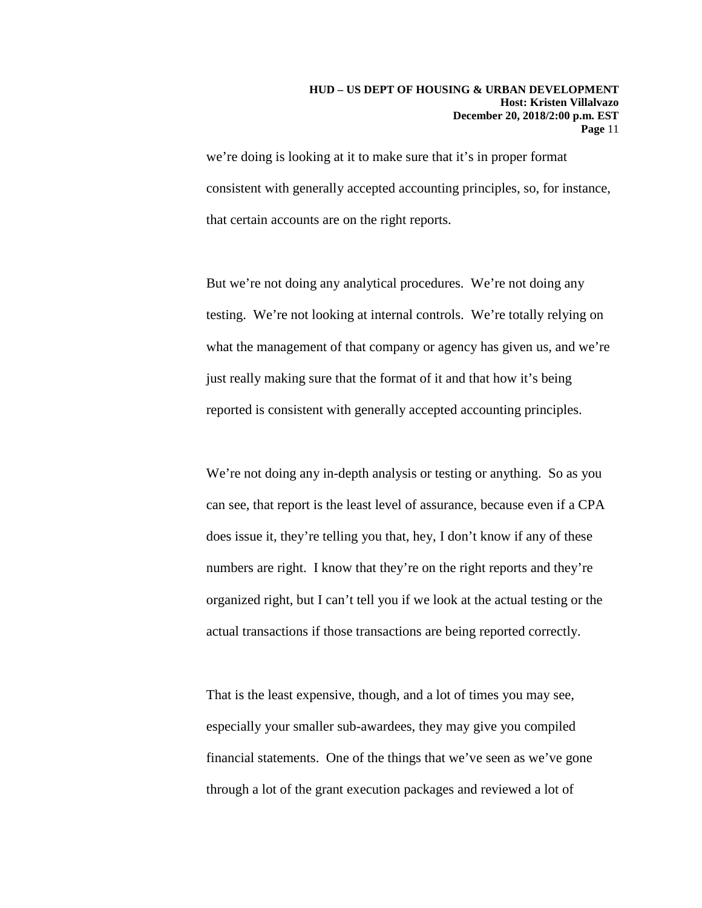we're doing is looking at it to make sure that it's in proper format consistent with generally accepted accounting principles, so, for instance, that certain accounts are on the right reports.

But we're not doing any analytical procedures. We're not doing any testing. We're not looking at internal controls. We're totally relying on what the management of that company or agency has given us, and we're just really making sure that the format of it and that how it's being reported is consistent with generally accepted accounting principles.

We're not doing any in-depth analysis or testing or anything. So as you can see, that report is the least level of assurance, because even if a CPA does issue it, they're telling you that, hey, I don't know if any of these numbers are right. I know that they're on the right reports and they're organized right, but I can't tell you if we look at the actual testing or the actual transactions if those transactions are being reported correctly.

That is the least expensive, though, and a lot of times you may see, especially your smaller sub-awardees, they may give you compiled financial statements. One of the things that we've seen as we've gone through a lot of the grant execution packages and reviewed a lot of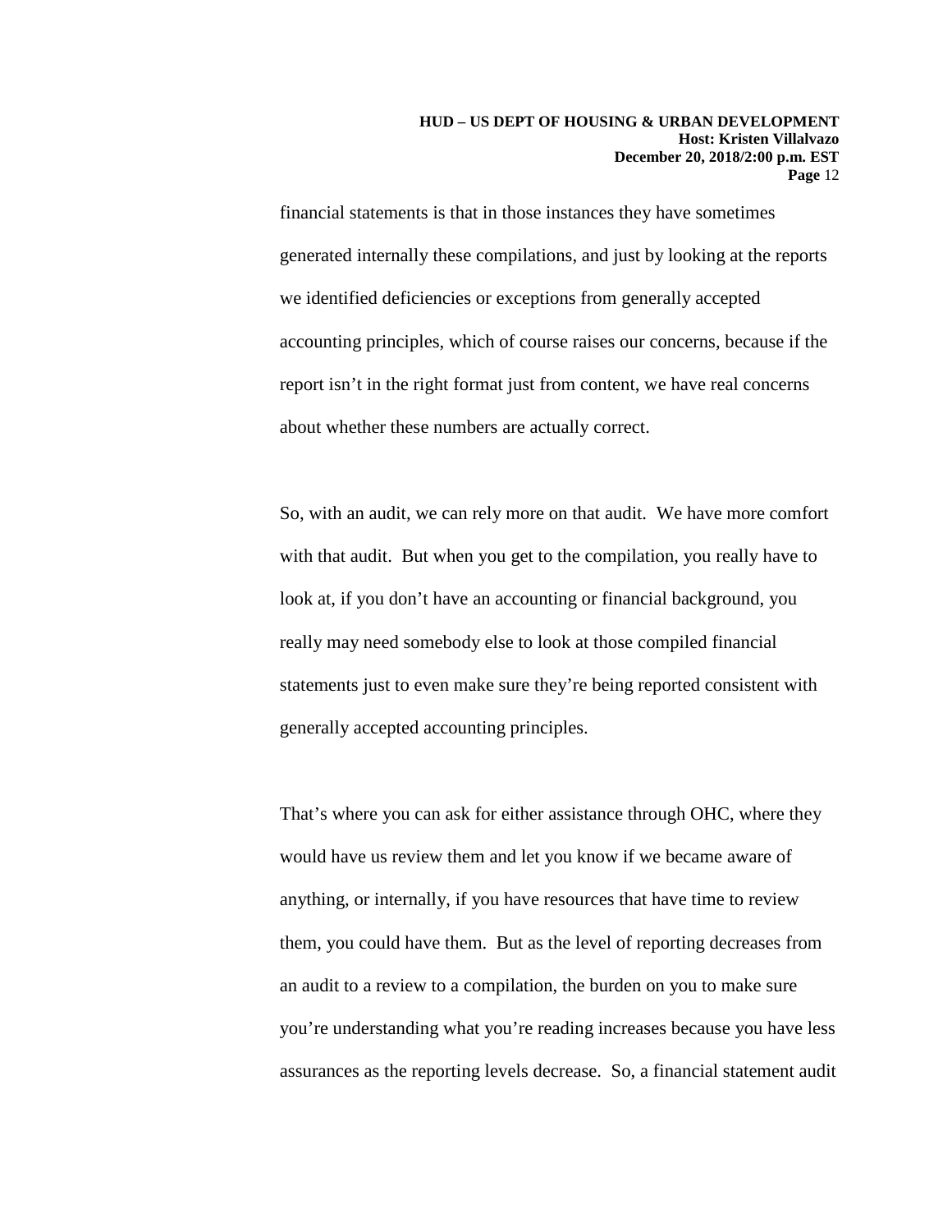financial statements is that in those instances they have sometimes generated internally these compilations, and just by looking at the reports we identified deficiencies or exceptions from generally accepted accounting principles, which of course raises our concerns, because if the report isn't in the right format just from content, we have real concerns about whether these numbers are actually correct.

So, with an audit, we can rely more on that audit. We have more comfort with that audit. But when you get to the compilation, you really have to look at, if you don't have an accounting or financial background, you really may need somebody else to look at those compiled financial statements just to even make sure they're being reported consistent with generally accepted accounting principles.

That's where you can ask for either assistance through OHC, where they would have us review them and let you know if we became aware of anything, or internally, if you have resources that have time to review them, you could have them. But as the level of reporting decreases from an audit to a review to a compilation, the burden on you to make sure you're understanding what you're reading increases because you have less assurances as the reporting levels decrease. So, a financial statement audit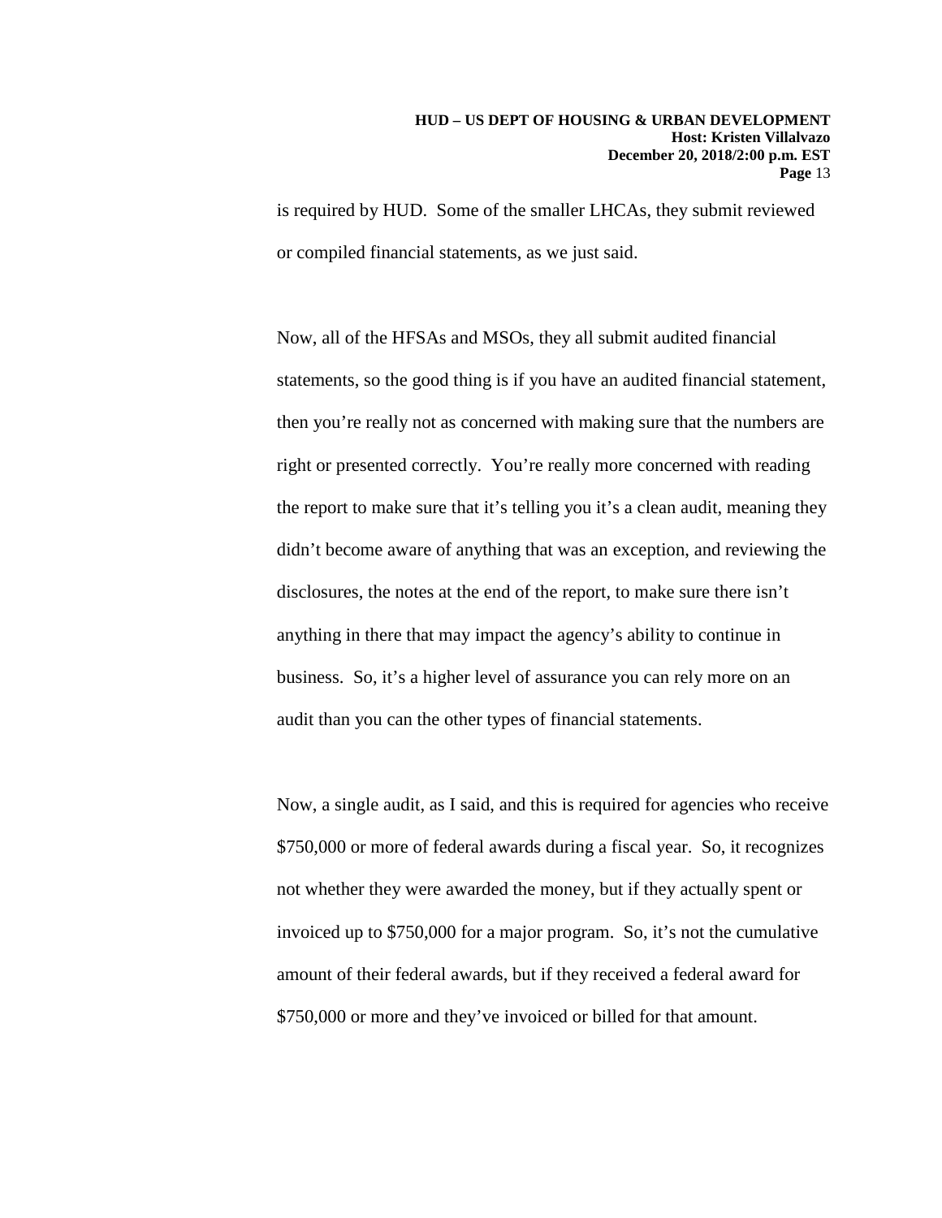is required by HUD. Some of the smaller LHCAs, they submit reviewed or compiled financial statements, as we just said.

Now, all of the HFSAs and MSOs, they all submit audited financial statements, so the good thing is if you have an audited financial statement, then you're really not as concerned with making sure that the numbers are right or presented correctly. You're really more concerned with reading the report to make sure that it's telling you it's a clean audit, meaning they didn't become aware of anything that was an exception, and reviewing the disclosures, the notes at the end of the report, to make sure there isn't anything in there that may impact the agency's ability to continue in business. So, it's a higher level of assurance you can rely more on an audit than you can the other types of financial statements.

Now, a single audit, as I said, and this is required for agencies who receive $750,000 or more of federal awards during a fiscal year. So, it recognizes not whether they were awarded the money, but if they actually spent or invoiced up to $750,000 for a major program. So, it's not the cumulative amount of their federal awards, but if they received a federal award for $750,000 or more and they've invoiced or billed for that amount.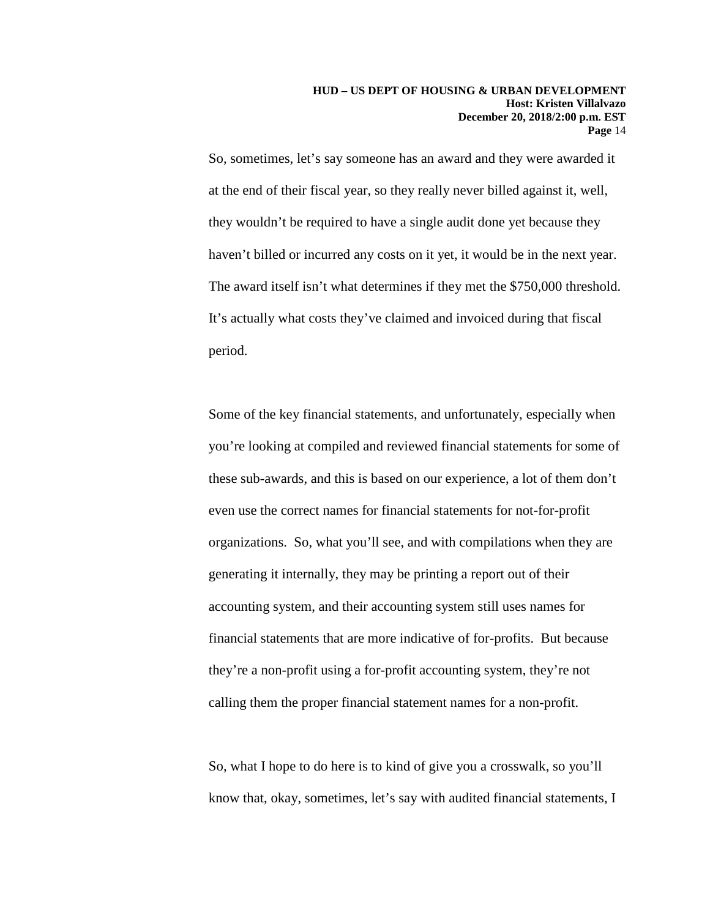So, sometimes, let's say someone has an award and they were awarded it at the end of their fiscal year, so they really never billed against it, well, they wouldn't be required to have a single audit done yet because they haven't billed or incurred any costs on it yet, it would be in the next year. The award itself isn't what determines if they met the $750,000 threshold. It's actually what costs they've claimed and invoiced during that fiscal period.

Some of the key financial statements, and unfortunately, especially when you're looking at compiled and reviewed financial statements for some of these sub-awards, and this is based on our experience, a lot of them don't even use the correct names for financial statements for not-for-profit organizations. So, what you'll see, and with compilations when they are generating it internally, they may be printing a report out of their accounting system, and their accounting system still uses names for financial statements that are more indicative of for-profits. But because they're a non-profit using a for-profit accounting system, they're not calling them the proper financial statement names for a non-profit.

So, what I hope to do here is to kind of give you a crosswalk, so you'll know that, okay, sometimes, let's say with audited financial statements, I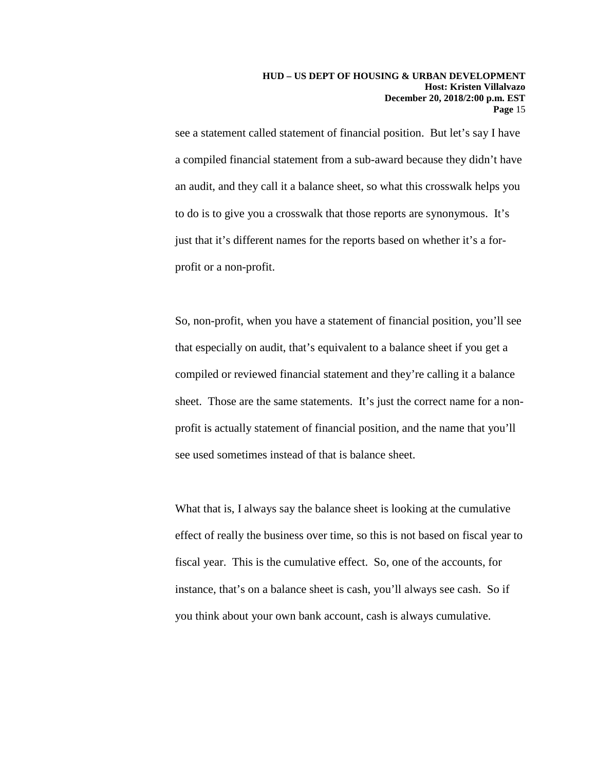see a statement called statement of financial position. But let's say I have a compiled financial statement from a sub-award because they didn't have an audit, and they call it a balance sheet, so what this crosswalk helps you to do is to give you a crosswalk that those reports are synonymous. It's just that it's different names for the reports based on whether it's a for-profit or a non-profit.

So, non-profit, when you have a statement of financial position, you'll see that especially on audit, that's equivalent to a balance sheet if you get a compiled or reviewed financial statement and they're calling it a balance sheet. Those are the same statements. It's just the correct name for a non-profit is actually statement of financial position, and the name that you'll see used sometimes instead of that is balance sheet.

What that is, I always say the balance sheet is looking at the cumulative effect of really the business over time, so this is not based on fiscal year to fiscal year. This is the cumulative effect. So, one of the accounts, for instance, that's on a balance sheet is cash, you'll always see cash. So if you think about your own bank account, cash is always cumulative.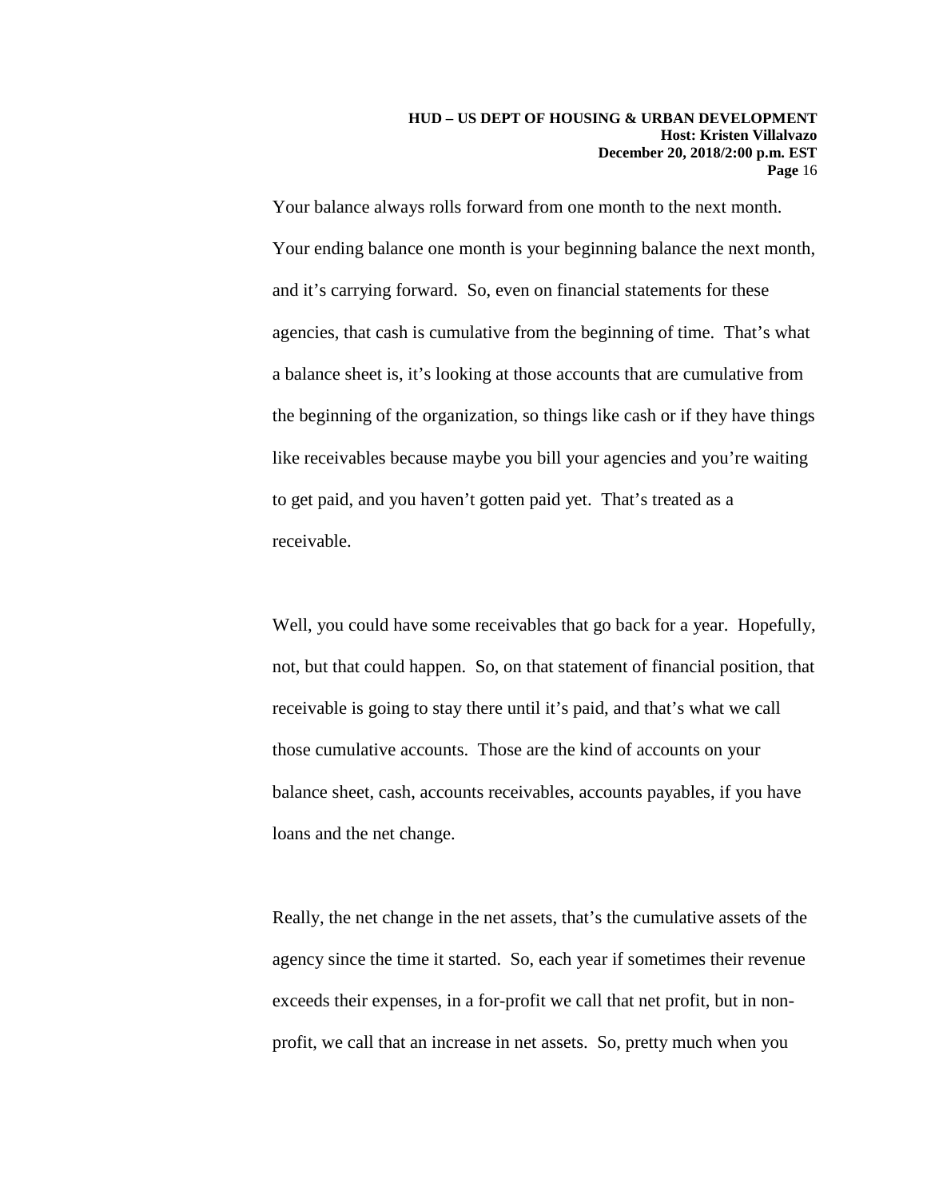Your balance always rolls forward from one month to the next month. Your ending balance one month is your beginning balance the next month, and it's carrying forward. So, even on financial statements for these agencies, that cash is cumulative from the beginning of time. That's what a balance sheet is, it's looking at those accounts that are cumulative from the beginning of the organization, so things like cash or if they have things like receivables because maybe you bill your agencies and you're waiting to get paid, and you haven't gotten paid yet. That's treated as a receivable.

Well, you could have some receivables that go back for a year. Hopefully, not, but that could happen. So, on that statement of financial position, that receivable is going to stay there until it's paid, and that's what we call those cumulative accounts. Those are the kind of accounts on your balance sheet, cash, accounts receivables, accounts payables, if you have loans and the net change.

Really, the net change in the net assets, that's the cumulative assets of the agency since the time it started. So, each year if sometimes their revenue exceeds their expenses, in a for-profit we call that net profit, but in non-profit, we call that an increase in net assets. So, pretty much when you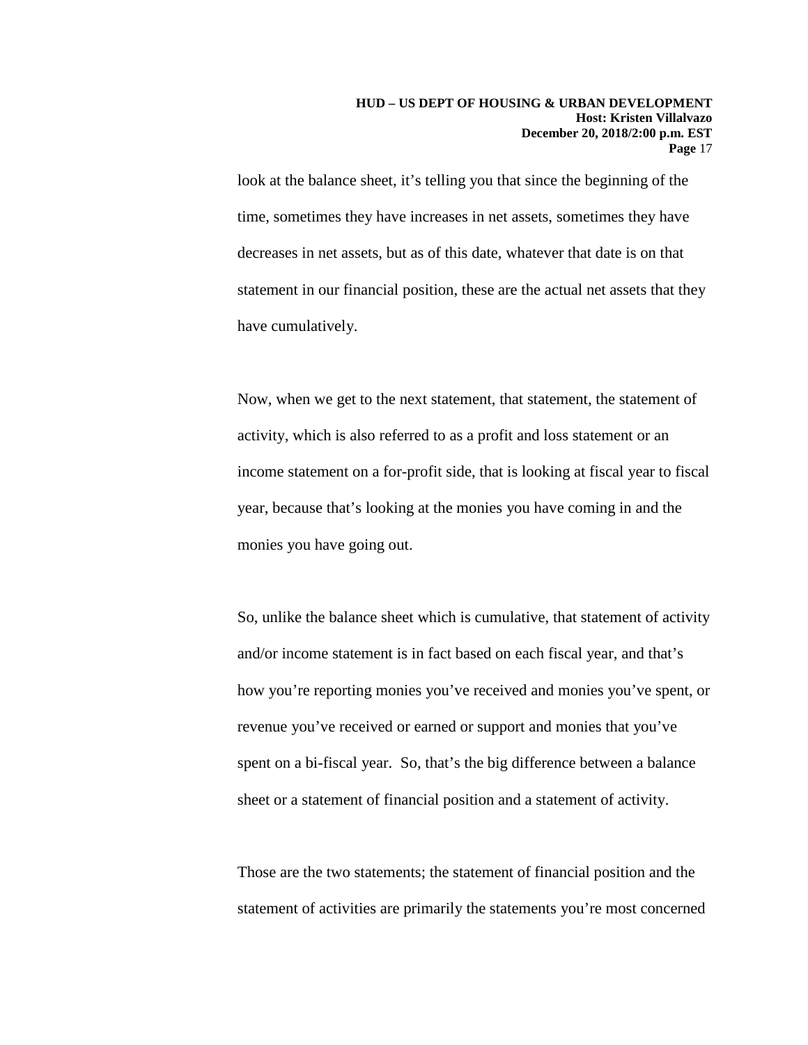look at the balance sheet, it's telling you that since the beginning of the time, sometimes they have increases in net assets, sometimes they have decreases in net assets, but as of this date, whatever that date is on that statement in our financial position, these are the actual net assets that they have cumulatively.

Now, when we get to the next statement, that statement, the statement of activity, which is also referred to as a profit and loss statement or an income statement on a for-profit side, that is looking at fiscal year to fiscal year, because that's looking at the monies you have coming in and the monies you have going out.

So, unlike the balance sheet which is cumulative, that statement of activity and/or income statement is in fact based on each fiscal year, and that's how you're reporting monies you've received and monies you've spent, or revenue you've received or earned or support and monies that you've spent on a bi-fiscal year. So, that's the big difference between a balance sheet or a statement of financial position and a statement of activity.

Those are the two statements; the statement of financial position and the statement of activities are primarily the statements you're most concerned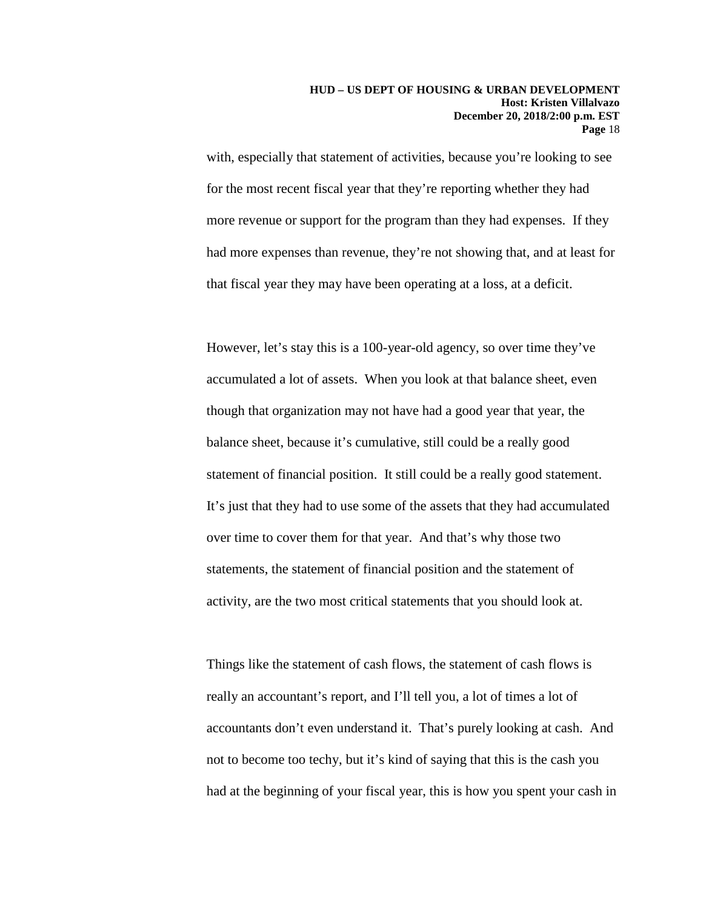with, especially that statement of activities, because you're looking to see for the most recent fiscal year that they're reporting whether they had more revenue or support for the program than they had expenses. If they had more expenses than revenue, they're not showing that, and at least for that fiscal year they may have been operating at a loss, at a deficit.

However, let's stay this is a 100-year-old agency, so over time they've accumulated a lot of assets. When you look at that balance sheet, even though that organization may not have had a good year that year, the balance sheet, because it's cumulative, still could be a really good statement of financial position. It still could be a really good statement. It's just that they had to use some of the assets that they had accumulated over time to cover them for that year. And that's why those two statements, the statement of financial position and the statement of activity, are the two most critical statements that you should look at.

Things like the statement of cash flows, the statement of cash flows is really an accountant's report, and I'll tell you, a lot of times a lot of accountants don't even understand it. That's purely looking at cash. And not to become too techy, but it's kind of saying that this is the cash you had at the beginning of your fiscal year, this is how you spent your cash in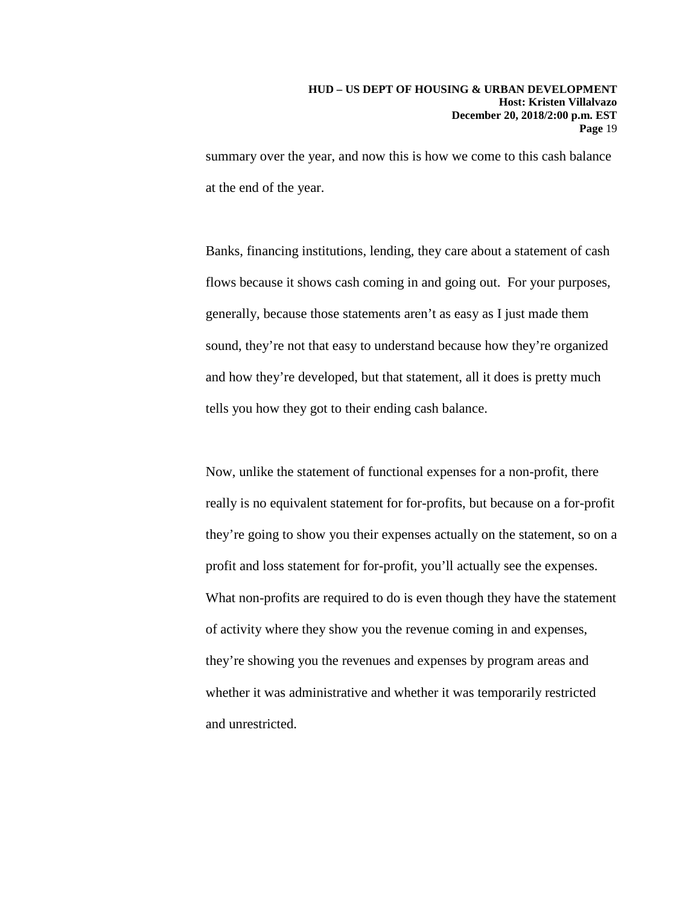summary over the year, and now this is how we come to this cash balance at the end of the year.

Banks, financing institutions, lending, they care about a statement of cash flows because it shows cash coming in and going out. For your purposes, generally, because those statements aren't as easy as I just made them sound, they're not that easy to understand because how they're organized and how they're developed, but that statement, all it does is pretty much tells you how they got to their ending cash balance.

Now, unlike the statement of functional expenses for a non-profit, there really is no equivalent statement for for-profits, but because on a for-profit they're going to show you their expenses actually on the statement, so on a profit and loss statement for for-profit, you'll actually see the expenses. What non-profits are required to do is even though they have the statement of activity where they show you the revenue coming in and expenses, they're showing you the revenues and expenses by program areas and whether it was administrative and whether it was temporarily restricted and unrestricted.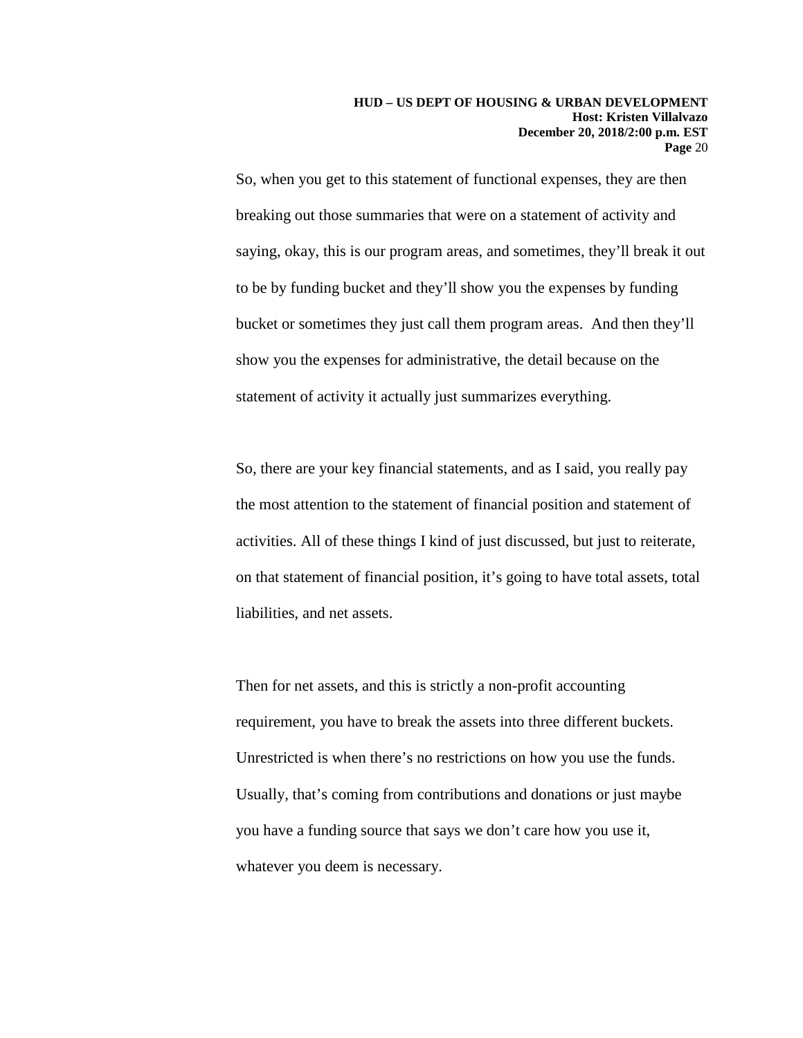So, when you get to this statement of functional expenses, they are then breaking out those summaries that were on a statement of activity and saying, okay, this is our program areas, and sometimes, they'll break it out to be by funding bucket and they'll show you the expenses by funding bucket or sometimes they just call them program areas. And then they'll show you the expenses for administrative, the detail because on the statement of activity it actually just summarizes everything.

So, there are your key financial statements, and as I said, you really pay the most attention to the statement of financial position and statement of activities. All of these things I kind of just discussed, but just to reiterate, on that statement of financial position, it's going to have total assets, total liabilities, and net assets.

Then for net assets, and this is strictly a non-profit accounting requirement, you have to break the assets into three different buckets. Unrestricted is when there's no restrictions on how you use the funds. Usually, that's coming from contributions and donations or just maybe you have a funding source that says we don't care how you use it, whatever you deem is necessary.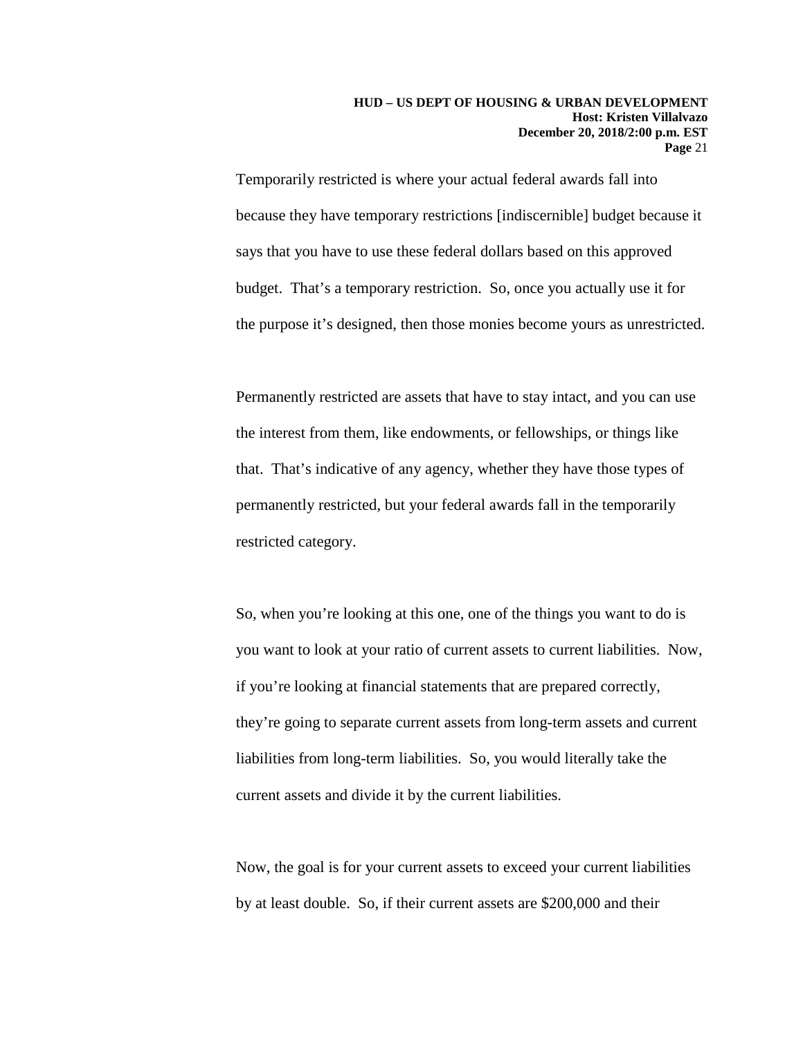Temporarily restricted is where your actual federal awards fall into because they have temporary restrictions [indiscernible] budget because it says that you have to use these federal dollars based on this approved budget. That's a temporary restriction. So, once you actually use it for the purpose it's designed, then those monies become yours as unrestricted.

Permanently restricted are assets that have to stay intact, and you can use the interest from them, like endowments, or fellowships, or things like that. That's indicative of any agency, whether they have those types of permanently restricted, but your federal awards fall in the temporarily restricted category.

So, when you're looking at this one, one of the things you want to do is you want to look at your ratio of current assets to current liabilities. Now, if you're looking at financial statements that are prepared correctly, they're going to separate current assets from long-term assets and current liabilities from long-term liabilities. So, you would literally take the current assets and divide it by the current liabilities.

Now, the goal is for your current assets to exceed your current liabilities by at least double. So, if their current assets are $200,000 and their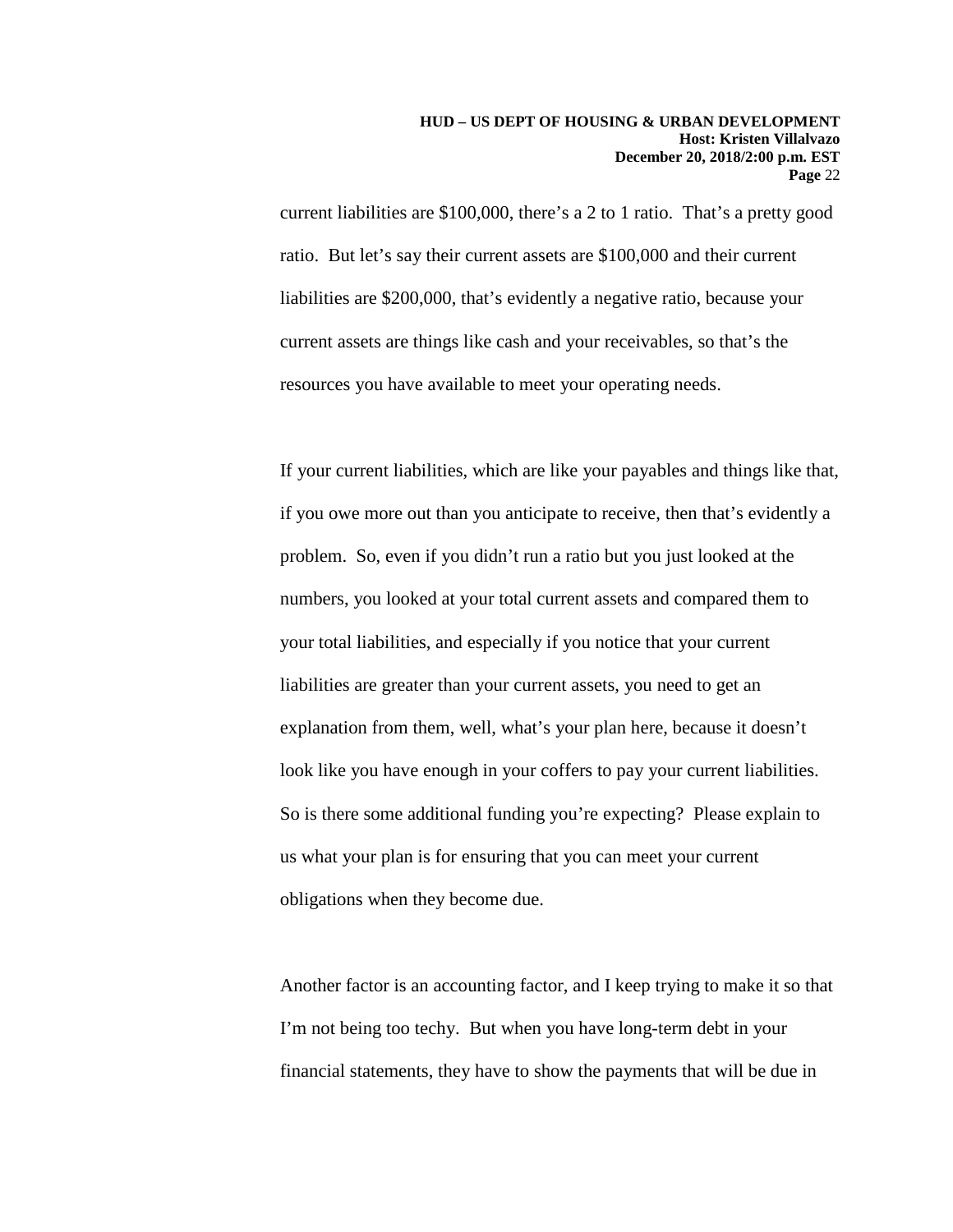current liabilities are $100,000, there's a 2 to 1 ratio. That's a pretty good ratio. But let's say their current assets are $100,000 and their current liabilities are $200,000, that's evidently a negative ratio, because your current assets are things like cash and your receivables, so that's the resources you have available to meet your operating needs.

If your current liabilities, which are like your payables and things like that, if you owe more out than you anticipate to receive, then that's evidently a problem. So, even if you didn't run a ratio but you just looked at the numbers, you looked at your total current assets and compared them to your total liabilities, and especially if you notice that your current liabilities are greater than your current assets, you need to get an explanation from them, well, what's your plan here, because it doesn't look like you have enough in your coffers to pay your current liabilities. So is there some additional funding you're expecting? Please explain to us what your plan is for ensuring that you can meet your current obligations when they become due.

Another factor is an accounting factor, and I keep trying to make it so that I'm not being too techy. But when you have long-term debt in your financial statements, they have to show the payments that will be due in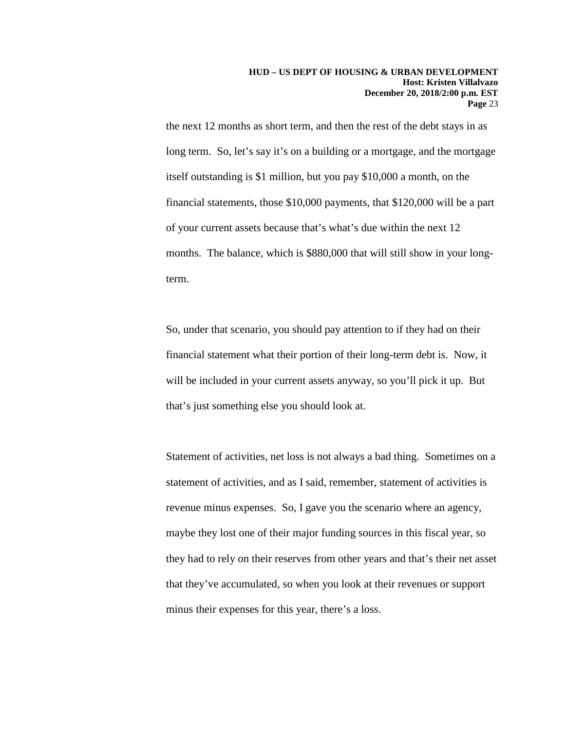the next 12 months as short term, and then the rest of the debt stays in as long term. So, let's say it's on a building or a mortgage, and the mortgage itself outstanding is $1 million, but you pay $10,000 a month, on the financial statements, those $10,000 payments, that $120,000 will be a part of your current assets because that's what's due within the next 12 months. The balance, which is $880,000 that will still show in your long-term.

So, under that scenario, you should pay attention to if they had on their financial statement what their portion of their long-term debt is. Now, it will be included in your current assets anyway, so you'll pick it up. But that's just something else you should look at.

Statement of activities, net loss is not always a bad thing. Sometimes on a statement of activities, and as I said, remember, statement of activities is revenue minus expenses. So, I gave you the scenario where an agency, maybe they lost one of their major funding sources in this fiscal year, so they had to rely on their reserves from other years and that's their net asset that they've accumulated, so when you look at their revenues or support minus their expenses for this year, there's a loss.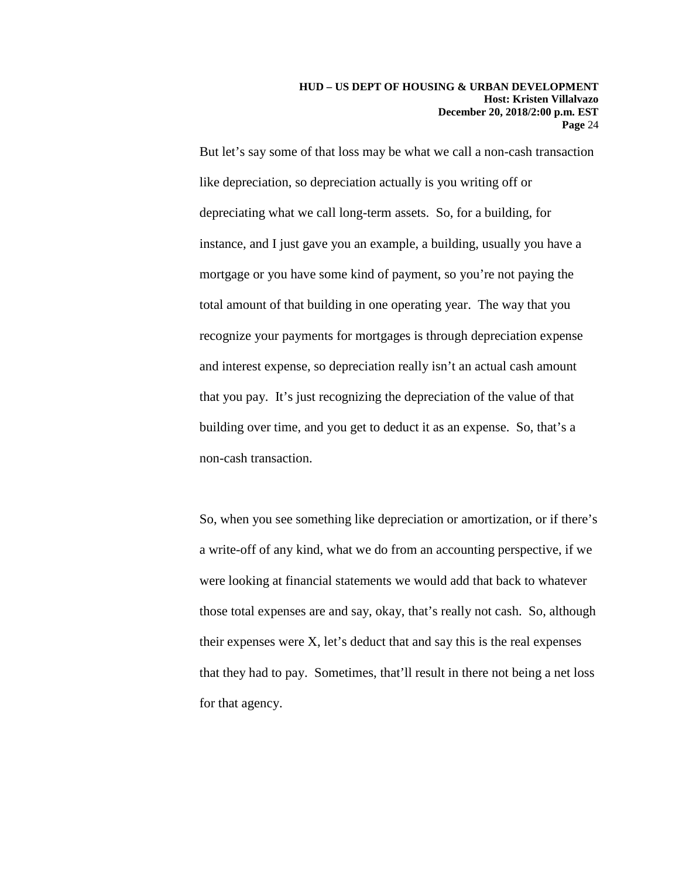But let's say some of that loss may be what we call a non-cash transaction like depreciation, so depreciation actually is you writing off or depreciating what we call long-term assets. So, for a building, for instance, and I just gave you an example, a building, usually you have a mortgage or you have some kind of payment, so you're not paying the total amount of that building in one operating year. The way that you recognize your payments for mortgages is through depreciation expense and interest expense, so depreciation really isn't an actual cash amount that you pay. It's just recognizing the depreciation of the value of that building over time, and you get to deduct it as an expense. So, that's a non-cash transaction.

So, when you see something like depreciation or amortization, or if there's a write-off of any kind, what we do from an accounting perspective, if we were looking at financial statements we would add that back to whatever those total expenses are and say, okay, that's really not cash. So, although their expenses were X, let's deduct that and say this is the real expenses that they had to pay. Sometimes, that'll result in there not being a net loss for that agency.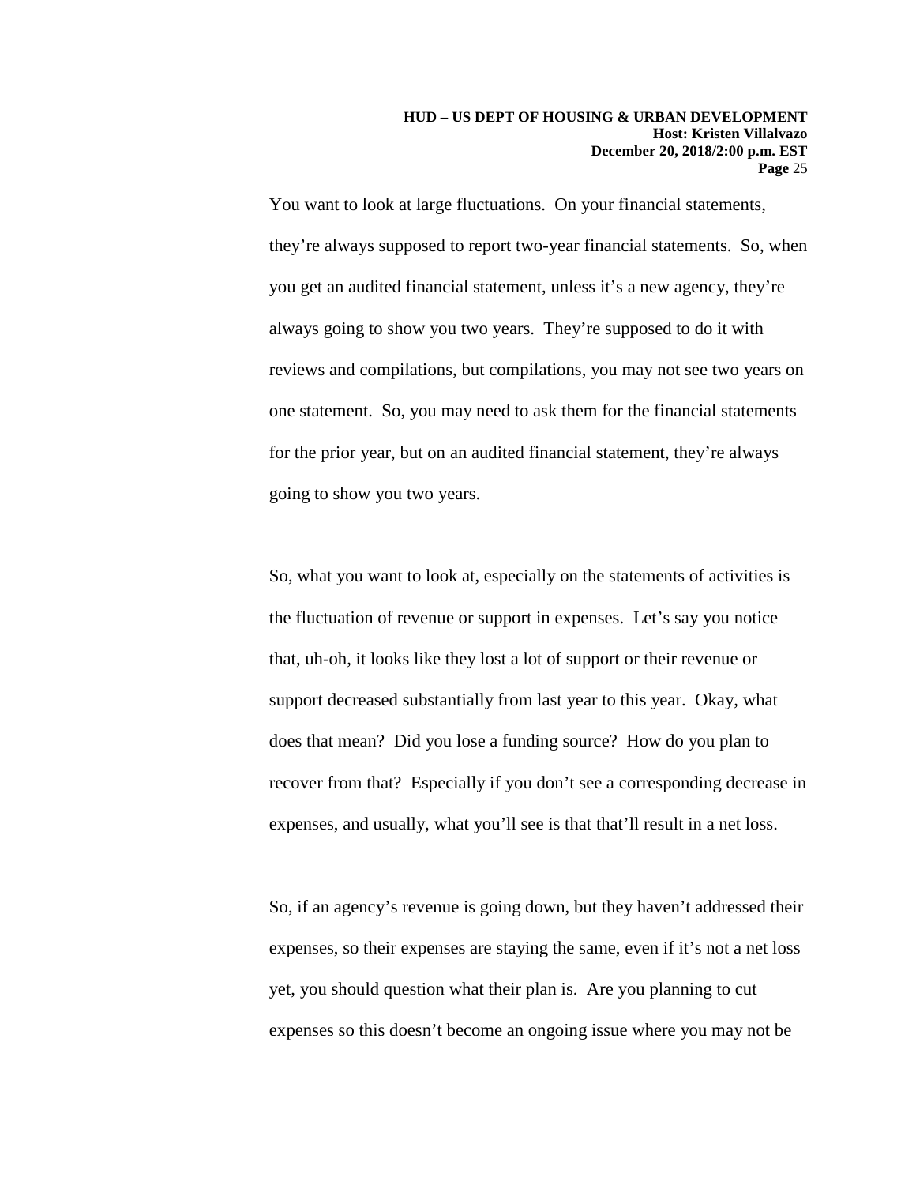You want to look at large fluctuations. On your financial statements, they're always supposed to report two-year financial statements. So, when you get an audited financial statement, unless it's a new agency, they're always going to show you two years. They're supposed to do it with reviews and compilations, but compilations, you may not see two years on one statement. So, you may need to ask them for the financial statements for the prior year, but on an audited financial statement, they're always going to show you two years.

So, what you want to look at, especially on the statements of activities is the fluctuation of revenue or support in expenses. Let's say you notice that, uh-oh, it looks like they lost a lot of support or their revenue or support decreased substantially from last year to this year. Okay, what does that mean? Did you lose a funding source? How do you plan to recover from that? Especially if you don't see a corresponding decrease in expenses, and usually, what you'll see is that that'll result in a net loss.

So, if an agency's revenue is going down, but they haven't addressed their expenses, so their expenses are staying the same, even if it's not a net loss yet, you should question what their plan is. Are you planning to cut expenses so this doesn't become an ongoing issue where you may not be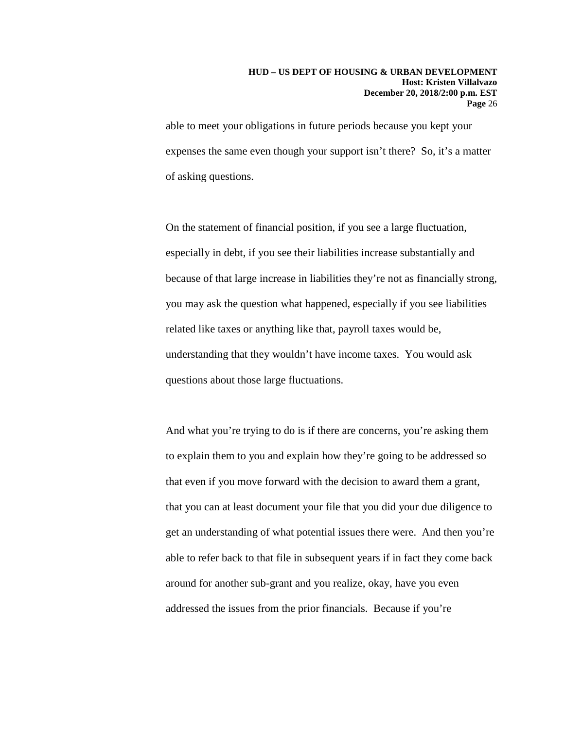able to meet your obligations in future periods because you kept your expenses the same even though your support isn't there? So, it's a matter of asking questions.

On the statement of financial position, if you see a large fluctuation, especially in debt, if you see their liabilities increase substantially and because of that large increase in liabilities they're not as financially strong, you may ask the question what happened, especially if you see liabilities related like taxes or anything like that, payroll taxes would be, understanding that they wouldn't have income taxes. You would ask questions about those large fluctuations.

And what you're trying to do is if there are concerns, you're asking them to explain them to you and explain how they're going to be addressed so that even if you move forward with the decision to award them a grant, that you can at least document your file that you did your due diligence to get an understanding of what potential issues there were. And then you're able to refer back to that file in subsequent years if in fact they come back around for another sub-grant and you realize, okay, have you even addressed the issues from the prior financials. Because if you're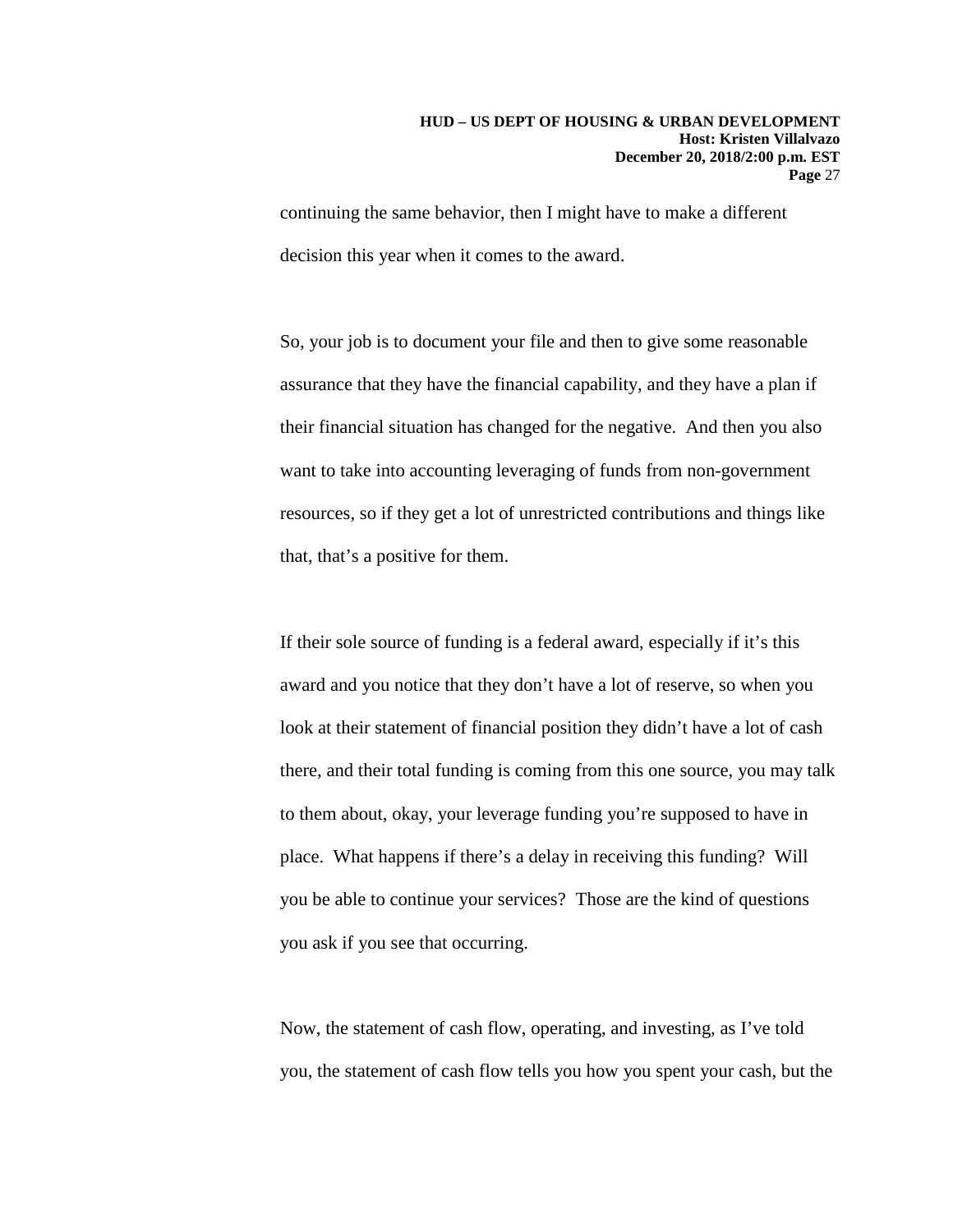continuing the same behavior, then I might have to make a different decision this year when it comes to the award.

So, your job is to document your file and then to give some reasonable assurance that they have the financial capability, and they have a plan if their financial situation has changed for the negative. And then you also want to take into accounting leveraging of funds from non-government resources, so if they get a lot of unrestricted contributions and things like that, that's a positive for them.

If their sole source of funding is a federal award, especially if it's this award and you notice that they don't have a lot of reserve, so when you look at their statement of financial position they didn't have a lot of cash there, and their total funding is coming from this one source, you may talk to them about, okay, your leverage funding you're supposed to have in place. What happens if there's a delay in receiving this funding? Will you be able to continue your services? Those are the kind of questions you ask if you see that occurring.

Now, the statement of cash flow, operating, and investing, as I've told you, the statement of cash flow tells you how you spent your cash, but the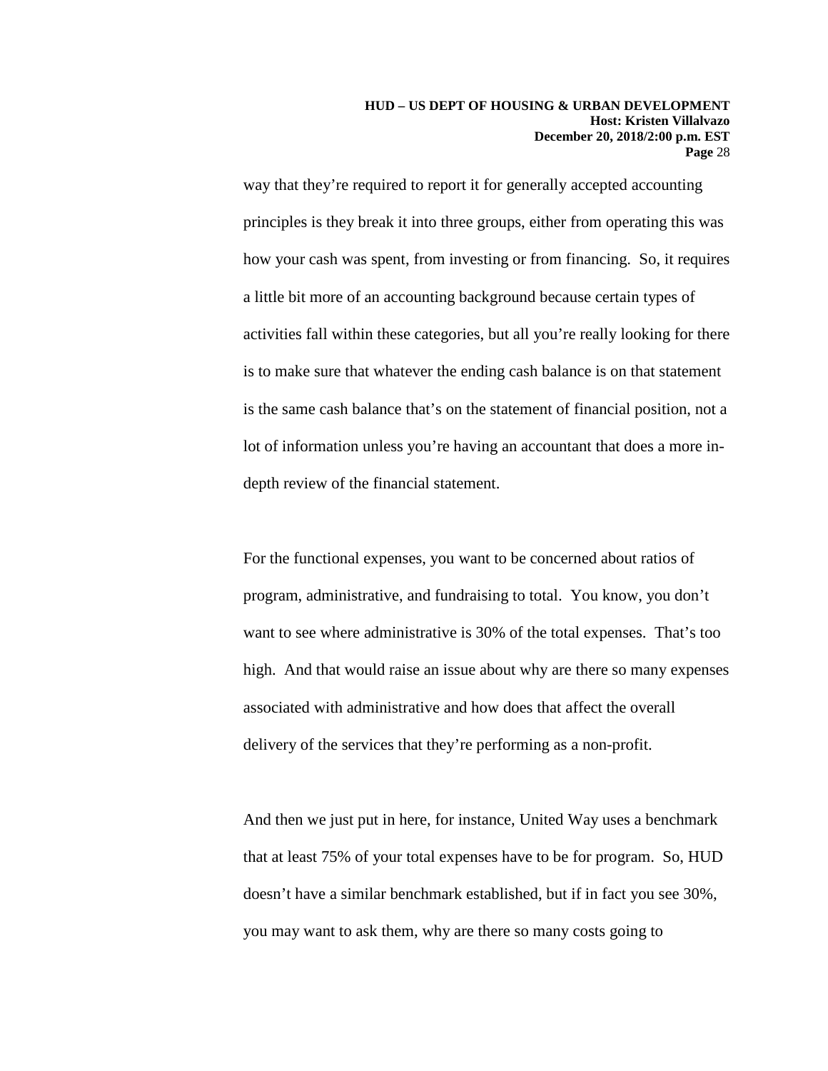way that they're required to report it for generally accepted accounting principles is they break it into three groups, either from operating this was how your cash was spent, from investing or from financing. So, it requires a little bit more of an accounting background because certain types of activities fall within these categories, but all you're really looking for there is to make sure that whatever the ending cash balance is on that statement is the same cash balance that's on the statement of financial position, not a lot of information unless you're having an accountant that does a more in-depth review of the financial statement.

For the functional expenses, you want to be concerned about ratios of program, administrative, and fundraising to total. You know, you don't want to see where administrative is 30% of the total expenses. That's too high. And that would raise an issue about why are there so many expenses associated with administrative and how does that affect the overall delivery of the services that they're performing as a non-profit.

And then we just put in here, for instance, United Way uses a benchmark that at least 75% of your total expenses have to be for program. So, HUD doesn't have a similar benchmark established, but if in fact you see 30%, you may want to ask them, why are there so many costs going to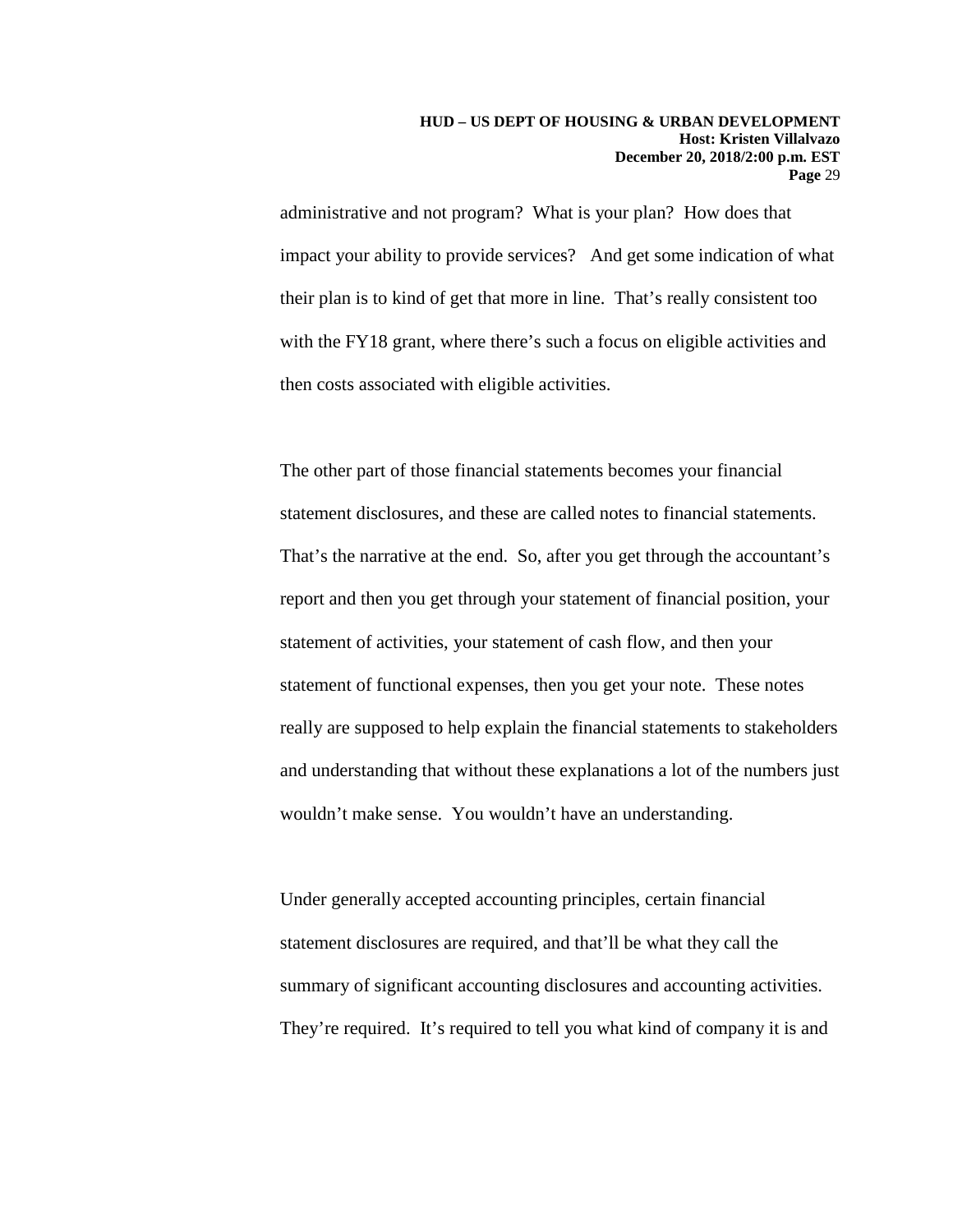administrative and not program? What is your plan? How does that impact your ability to provide services? And get some indication of what their plan is to kind of get that more in line. That's really consistent too with the FY18 grant, where there's such a focus on eligible activities and then costs associated with eligible activities.

The other part of those financial statements becomes your financial statement disclosures, and these are called notes to financial statements. That's the narrative at the end. So, after you get through the accountant's report and then you get through your statement of financial position, your statement of activities, your statement of cash flow, and then your statement of functional expenses, then you get your note. These notes really are supposed to help explain the financial statements to stakeholders and understanding that without these explanations a lot of the numbers just wouldn't make sense. You wouldn't have an understanding.

Under generally accepted accounting principles, certain financial statement disclosures are required, and that'll be what they call the summary of significant accounting disclosures and accounting activities. They're required. It's required to tell you what kind of company it is and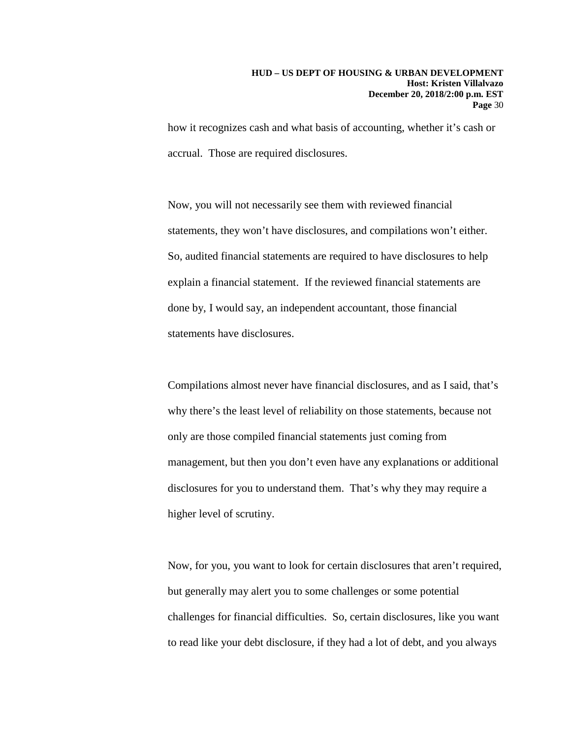how it recognizes cash and what basis of accounting, whether it's cash or accrual. Those are required disclosures.

Now, you will not necessarily see them with reviewed financial statements, they won't have disclosures, and compilations won't either. So, audited financial statements are required to have disclosures to help explain a financial statement. If the reviewed financial statements are done by, I would say, an independent accountant, those financial statements have disclosures.

Compilations almost never have financial disclosures, and as I said, that's why there's the least level of reliability on those statements, because not only are those compiled financial statements just coming from management, but then you don't even have any explanations or additional disclosures for you to understand them. That's why they may require a higher level of scrutiny.

Now, for you, you want to look for certain disclosures that aren't required, but generally may alert you to some challenges or some potential challenges for financial difficulties. So, certain disclosures, like you want to read like your debt disclosure, if they had a lot of debt, and you always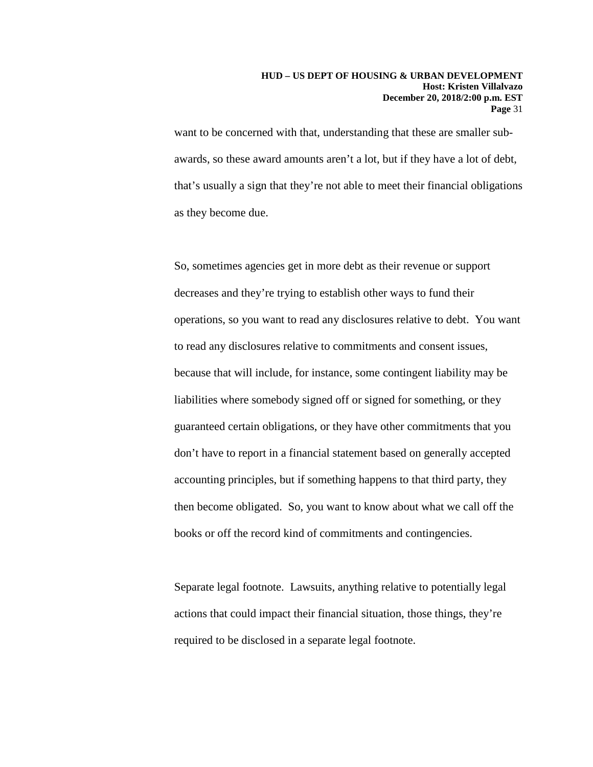want to be concerned with that, understanding that these are smaller sub-awards, so these award amounts aren't a lot, but if they have a lot of debt, that's usually a sign that they're not able to meet their financial obligations as they become due.

So, sometimes agencies get in more debt as their revenue or support decreases and they're trying to establish other ways to fund their operations, so you want to read any disclosures relative to debt. You want to read any disclosures relative to commitments and consent issues, because that will include, for instance, some contingent liability may be liabilities where somebody signed off or signed for something, or they guaranteed certain obligations, or they have other commitments that you don't have to report in a financial statement based on generally accepted accounting principles, but if something happens to that third party, they then become obligated. So, you want to know about what we call off the books or off the record kind of commitments and contingencies.

Separate legal footnote. Lawsuits, anything relative to potentially legal actions that could impact their financial situation, those things, they're required to be disclosed in a separate legal footnote.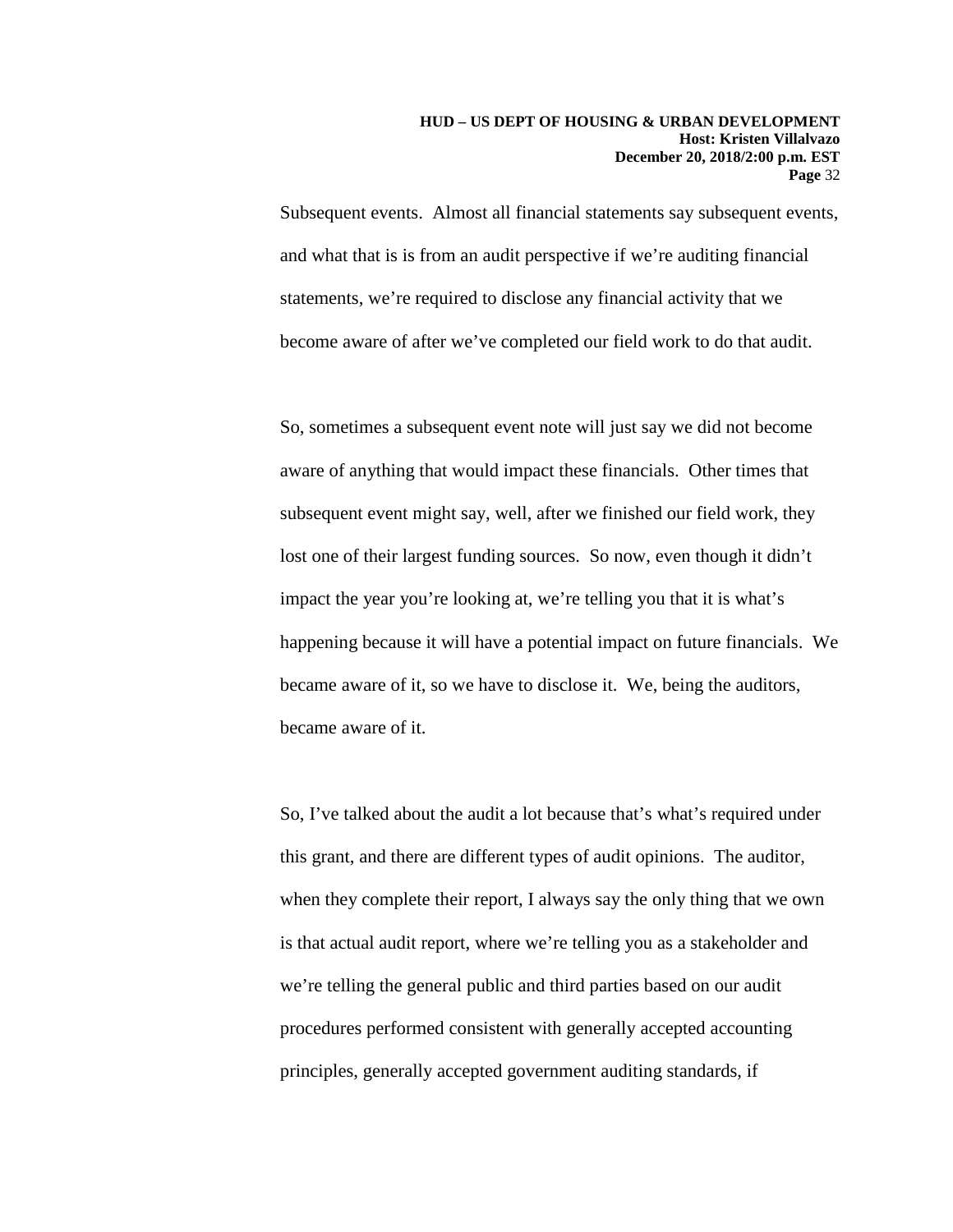Subsequent events. Almost all financial statements say subsequent events, and what that is is from an audit perspective if we're auditing financial statements, we're required to disclose any financial activity that we become aware of after we've completed our field work to do that audit.

So, sometimes a subsequent event note will just say we did not become aware of anything that would impact these financials. Other times that subsequent event might say, well, after we finished our field work, they lost one of their largest funding sources. So now, even though it didn't impact the year you're looking at, we're telling you that it is what's happening because it will have a potential impact on future financials. We became aware of it, so we have to disclose it. We, being the auditors, became aware of it.

So, I've talked about the audit a lot because that's what's required under this grant, and there are different types of audit opinions. The auditor, when they complete their report, I always say the only thing that we own is that actual audit report, where we're telling you as a stakeholder and we're telling the general public and third parties based on our audit procedures performed consistent with generally accepted accounting principles, generally accepted government auditing standards, if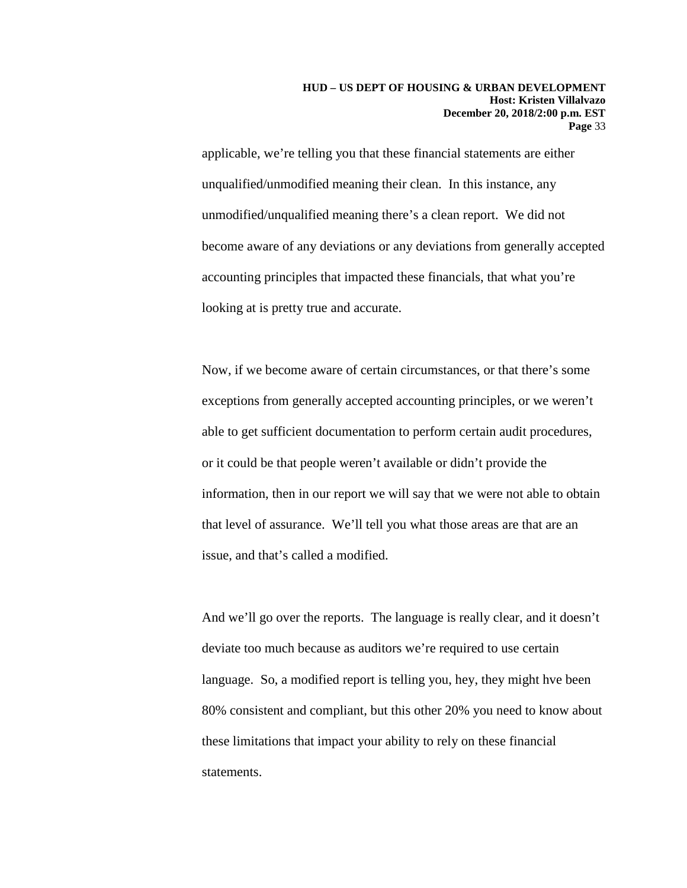applicable, we're telling you that these financial statements are either unqualified/unmodified meaning their clean. In this instance, any unmodified/unqualified meaning there's a clean report. We did not become aware of any deviations or any deviations from generally accepted accounting principles that impacted these financials, that what you're looking at is pretty true and accurate.

Now, if we become aware of certain circumstances, or that there's some exceptions from generally accepted accounting principles, or we weren't able to get sufficient documentation to perform certain audit procedures, or it could be that people weren't available or didn't provide the information, then in our report we will say that we were not able to obtain that level of assurance. We'll tell you what those areas are that are an issue, and that's called a modified.

And we'll go over the reports. The language is really clear, and it doesn't deviate too much because as auditors we're required to use certain language. So, a modified report is telling you, hey, they might hve been 80% consistent and compliant, but this other 20% you need to know about these limitations that impact your ability to rely on these financial statements.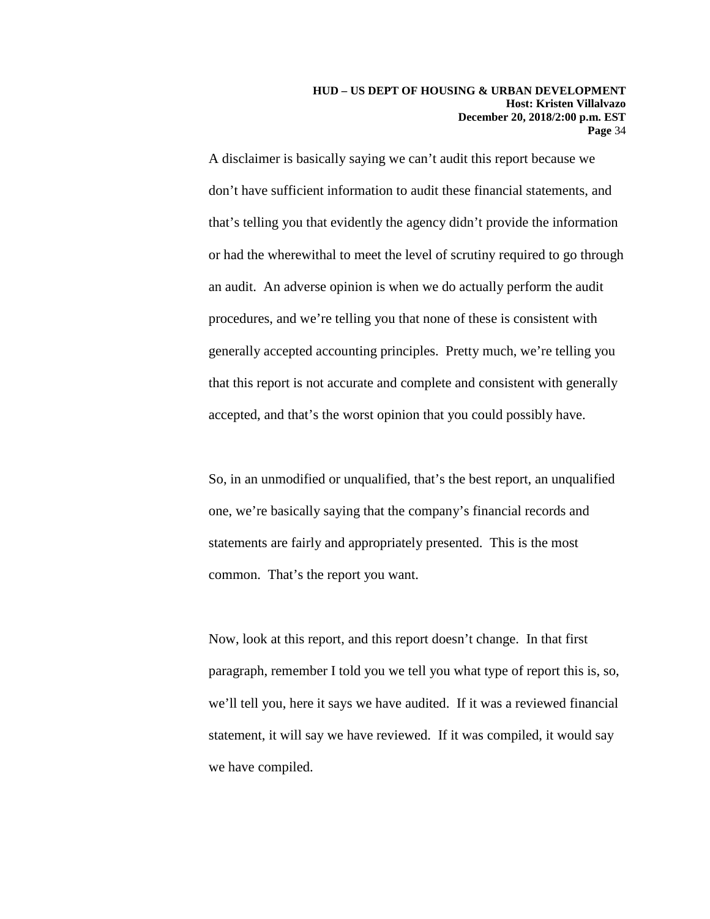A disclaimer is basically saying we can't audit this report because we don't have sufficient information to audit these financial statements, and that's telling you that evidently the agency didn't provide the information or had the wherewithal to meet the level of scrutiny required to go through an audit. An adverse opinion is when we do actually perform the audit procedures, and we're telling you that none of these is consistent with generally accepted accounting principles. Pretty much, we're telling you that this report is not accurate and complete and consistent with generally accepted, and that's the worst opinion that you could possibly have.

So, in an unmodified or unqualified, that's the best report, an unqualified one, we're basically saying that the company's financial records and statements are fairly and appropriately presented. This is the most common. That's the report you want.

Now, look at this report, and this report doesn't change. In that first paragraph, remember I told you we tell you what type of report this is, so, we'll tell you, here it says we have audited. If it was a reviewed financial statement, it will say we have reviewed. If it was compiled, it would say we have compiled.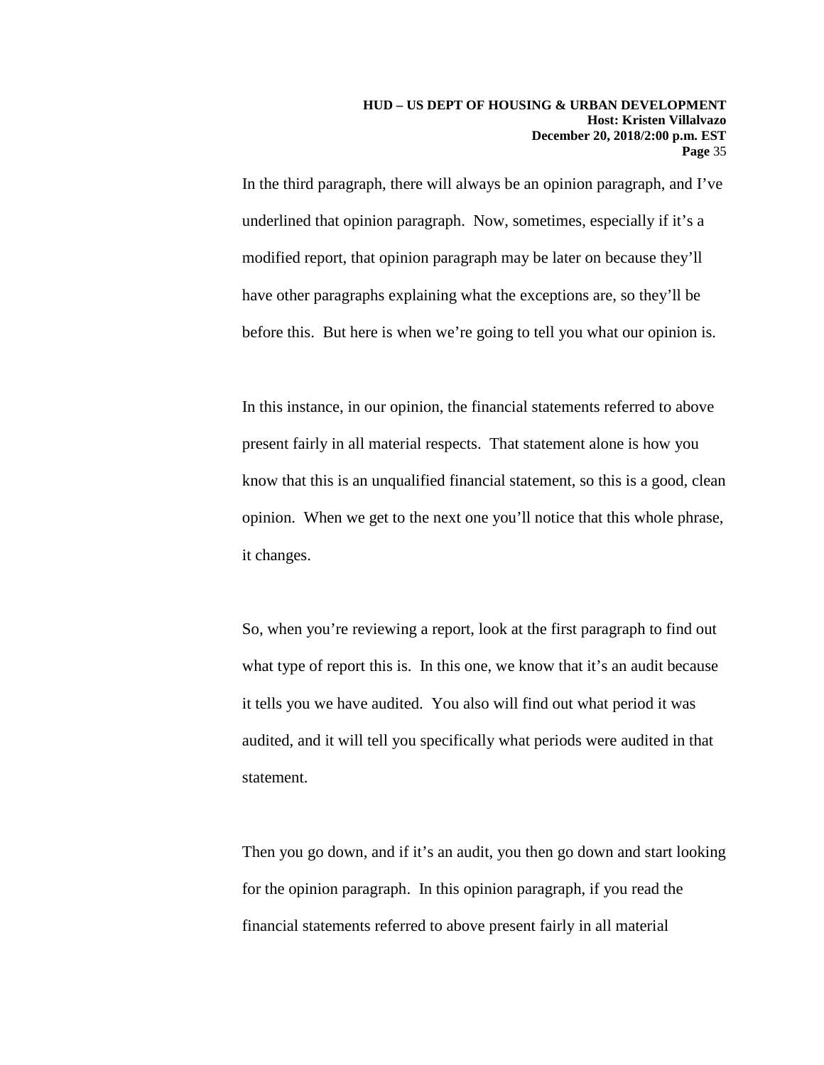In the third paragraph, there will always be an opinion paragraph, and I've underlined that opinion paragraph. Now, sometimes, especially if it's a modified report, that opinion paragraph may be later on because they'll have other paragraphs explaining what the exceptions are, so they'll be before this. But here is when we're going to tell you what our opinion is.

In this instance, in our opinion, the financial statements referred to above present fairly in all material respects. That statement alone is how you know that this is an unqualified financial statement, so this is a good, clean opinion. When we get to the next one you'll notice that this whole phrase, it changes.

So, when you're reviewing a report, look at the first paragraph to find out what type of report this is. In this one, we know that it's an audit because it tells you we have audited. You also will find out what period it was audited, and it will tell you specifically what periods were audited in that statement.

Then you go down, and if it's an audit, you then go down and start looking for the opinion paragraph. In this opinion paragraph, if you read the financial statements referred to above present fairly in all material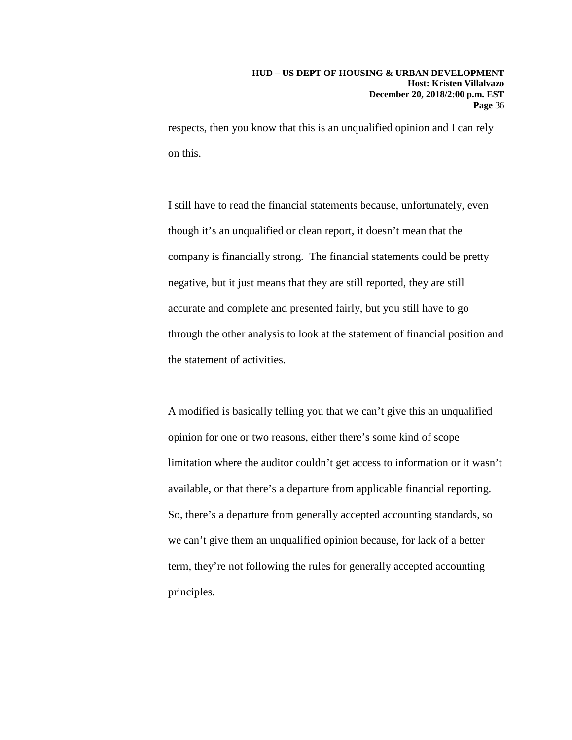respects, then you know that this is an unqualified opinion and I can rely on this.

I still have to read the financial statements because, unfortunately, even though it's an unqualified or clean report, it doesn't mean that the company is financially strong. The financial statements could be pretty negative, but it just means that they are still reported, they are still accurate and complete and presented fairly, but you still have to go through the other analysis to look at the statement of financial position and the statement of activities.

A modified is basically telling you that we can't give this an unqualified opinion for one or two reasons, either there's some kind of scope limitation where the auditor couldn't get access to information or it wasn't available, or that there's a departure from applicable financial reporting. So, there's a departure from generally accepted accounting standards, so we can't give them an unqualified opinion because, for lack of a better term, they're not following the rules for generally accepted accounting principles.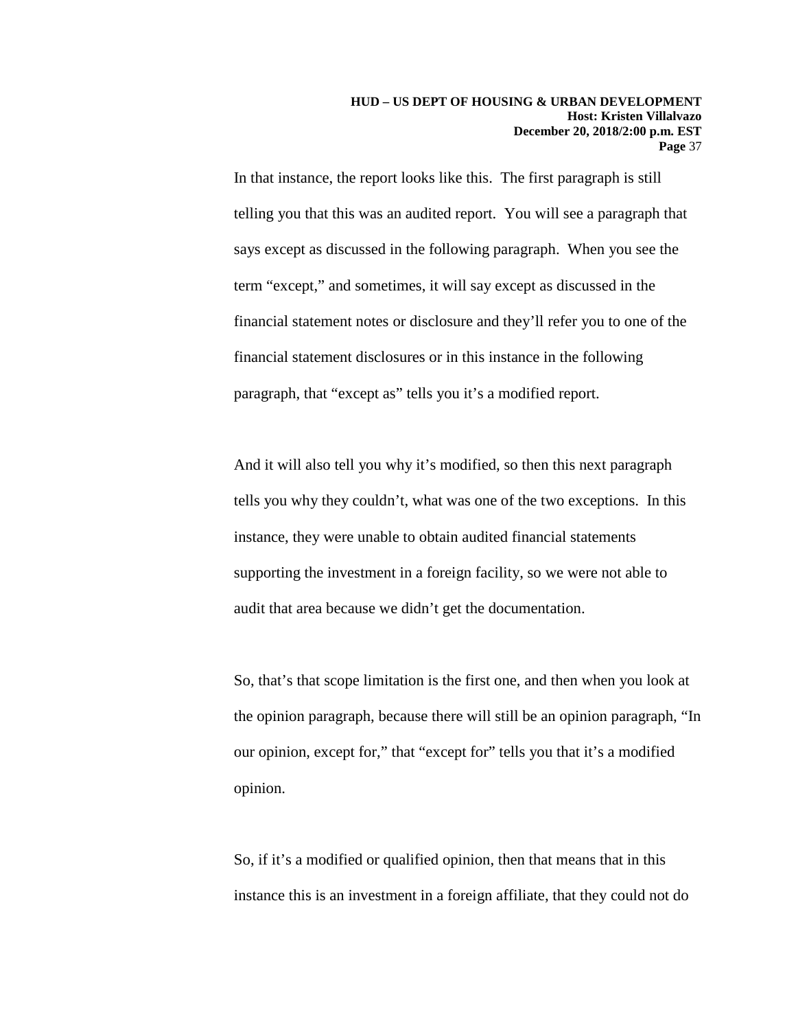In that instance, the report looks like this. The first paragraph is still telling you that this was an audited report. You will see a paragraph that says except as discussed in the following paragraph. When you see the term "except," and sometimes, it will say except as discussed in the financial statement notes or disclosure and they'll refer you to one of the financial statement disclosures or in this instance in the following paragraph, that "except as" tells you it's a modified report.

And it will also tell you why it's modified, so then this next paragraph tells you why they couldn't, what was one of the two exceptions. In this instance, they were unable to obtain audited financial statements supporting the investment in a foreign facility, so we were not able to audit that area because we didn't get the documentation.

So, that's that scope limitation is the first one, and then when you look at the opinion paragraph, because there will still be an opinion paragraph, "In our opinion, except for," that "except for" tells you that it's a modified opinion.

So, if it's a modified or qualified opinion, then that means that in this instance this is an investment in a foreign affiliate, that they could not do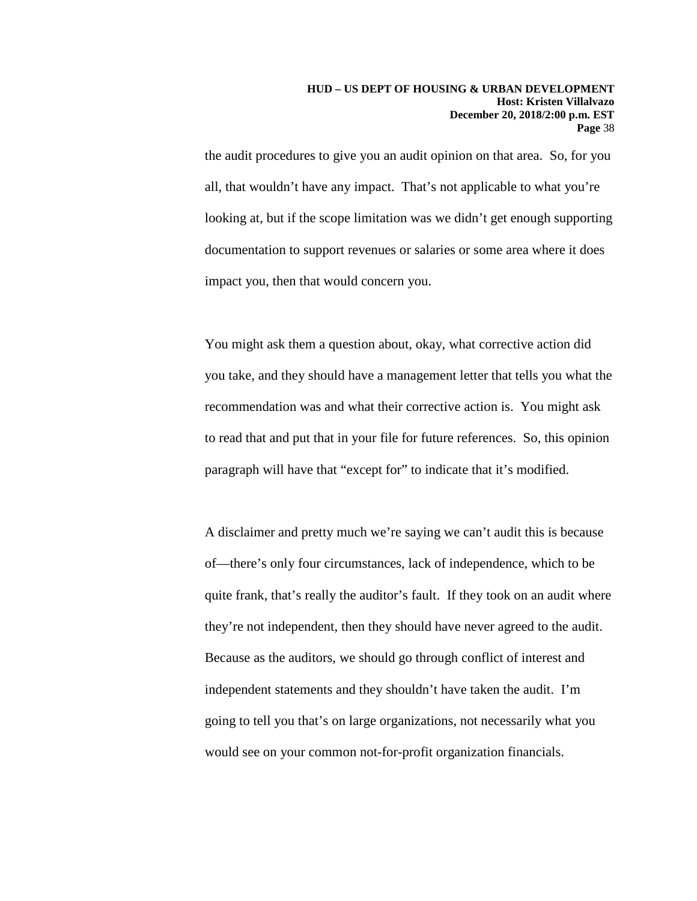the audit procedures to give you an audit opinion on that area. So, for you all, that wouldn't have any impact. That's not applicable to what you're looking at, but if the scope limitation was we didn't get enough supporting documentation to support revenues or salaries or some area where it does impact you, then that would concern you.

You might ask them a question about, okay, what corrective action did you take, and they should have a management letter that tells you what the recommendation was and what their corrective action is. You might ask to read that and put that in your file for future references. So, this opinion paragraph will have that "except for" to indicate that it's modified.

A disclaimer and pretty much we're saying we can't audit this is because of—there's only four circumstances, lack of independence, which to be quite frank, that's really the auditor's fault. If they took on an audit where they're not independent, then they should have never agreed to the audit. Because as the auditors, we should go through conflict of interest and independent statements and they shouldn't have taken the audit. I'm going to tell you that's on large organizations, not necessarily what you would see on your common not-for-profit organization financials.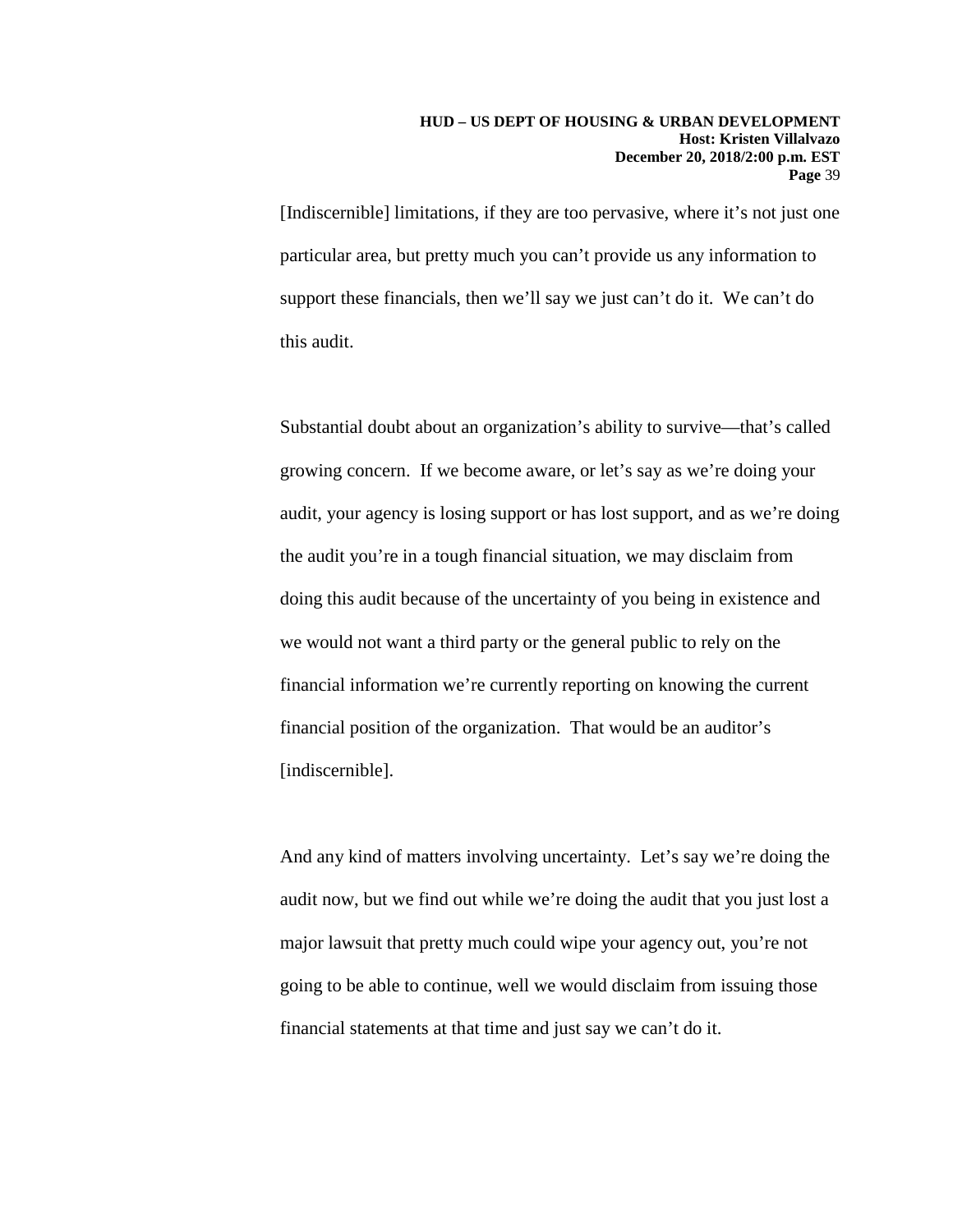[Indiscernible] limitations, if they are too pervasive, where it's not just one particular area, but pretty much you can't provide us any information to support these financials, then we'll say we just can't do it. We can't do this audit.

Substantial doubt about an organization's ability to survive—that's called growing concern. If we become aware, or let's say as we're doing your audit, your agency is losing support or has lost support, and as we're doing the audit you're in a tough financial situation, we may disclaim from doing this audit because of the uncertainty of you being in existence and we would not want a third party or the general public to rely on the financial information we're currently reporting on knowing the current financial position of the organization. That would be an auditor's [indiscernible].

And any kind of matters involving uncertainty. Let's say we're doing the audit now, but we find out while we're doing the audit that you just lost a major lawsuit that pretty much could wipe your agency out, you're not going to be able to continue, well we would disclaim from issuing those financial statements at that time and just say we can't do it.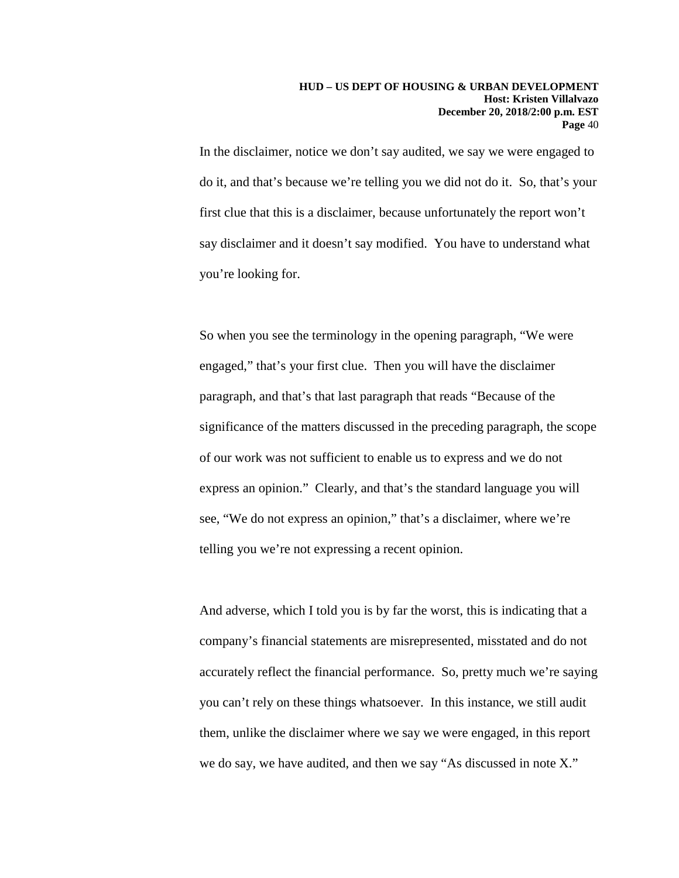In the disclaimer, notice we don't say audited, we say we were engaged to do it, and that's because we're telling you we did not do it. So, that's your first clue that this is a disclaimer, because unfortunately the report won't say disclaimer and it doesn't say modified. You have to understand what you're looking for.

So when you see the terminology in the opening paragraph, "We were engaged," that's your first clue. Then you will have the disclaimer paragraph, and that's that last paragraph that reads "Because of the significance of the matters discussed in the preceding paragraph, the scope of our work was not sufficient to enable us to express and we do not express an opinion." Clearly, and that's the standard language you will see, "We do not express an opinion," that's a disclaimer, where we're telling you we're not expressing a recent opinion.

And adverse, which I told you is by far the worst, this is indicating that a company's financial statements are misrepresented, misstated and do not accurately reflect the financial performance. So, pretty much we're saying you can't rely on these things whatsoever. In this instance, we still audit them, unlike the disclaimer where we say we were engaged, in this report we do say, we have audited, and then we say "As discussed in note X."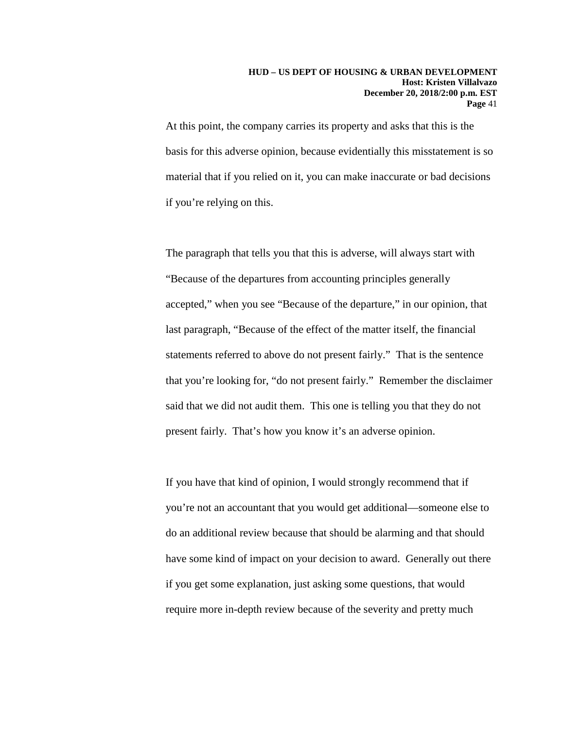At this point, the company carries its property and asks that this is the basis for this adverse opinion, because evidentially this misstatement is so material that if you relied on it, you can make inaccurate or bad decisions if you're relying on this.

The paragraph that tells you that this is adverse, will always start with "Because of the departures from accounting principles generally accepted," when you see "Because of the departure," in our opinion, that last paragraph, "Because of the effect of the matter itself, the financial statements referred to above do not present fairly." That is the sentence that you're looking for, "do not present fairly." Remember the disclaimer said that we did not audit them. This one is telling you that they do not present fairly. That's how you know it's an adverse opinion.

If you have that kind of opinion, I would strongly recommend that if you're not an accountant that you would get additional—someone else to do an additional review because that should be alarming and that should have some kind of impact on your decision to award. Generally out there if you get some explanation, just asking some questions, that would require more in-depth review because of the severity and pretty much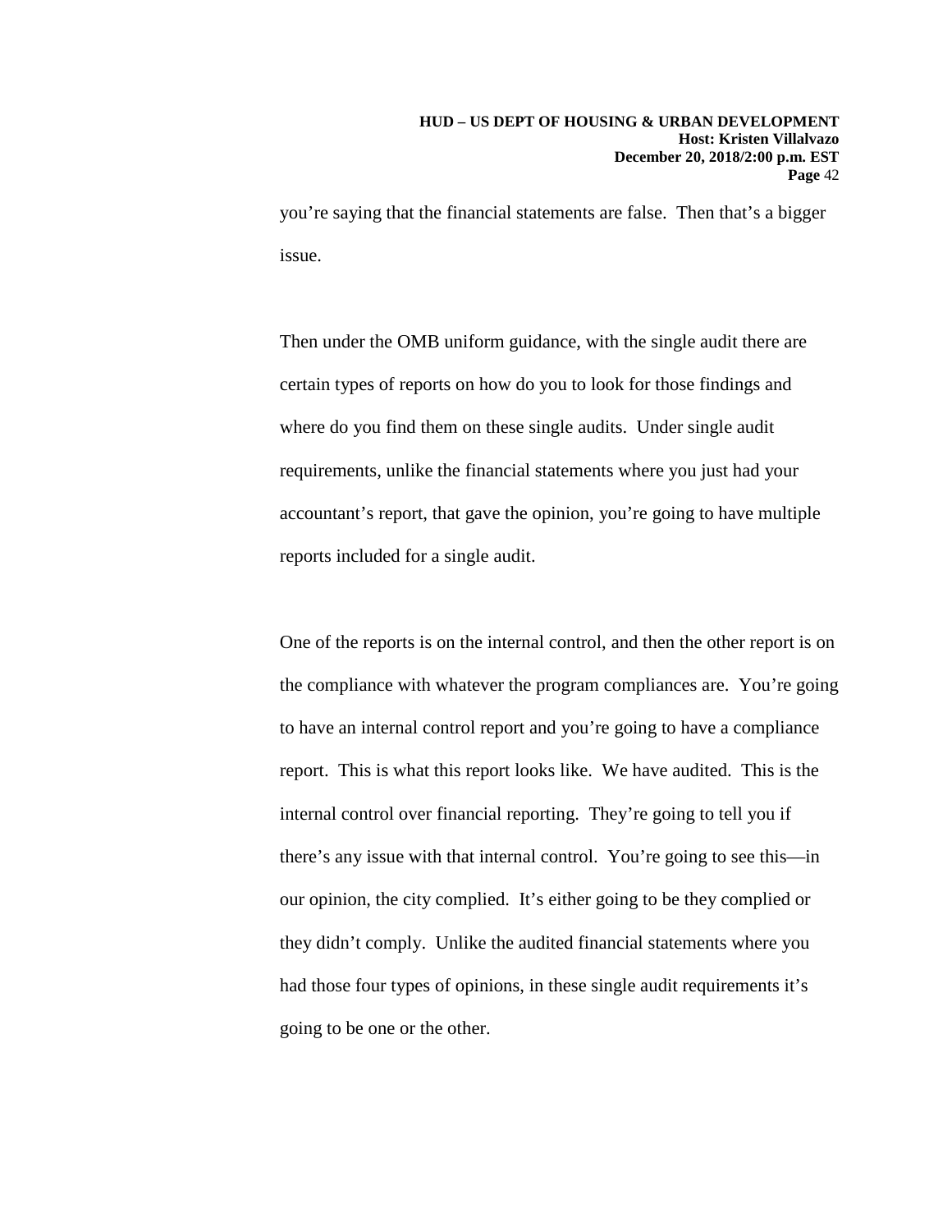you’re saying that the financial statements are false. Then that’s a bigger issue.

Then under the OMB uniform guidance, with the single audit there are certain types of reports on how do you to look for those findings and where do you find them on these single audits. Under single audit requirements, unlike the financial statements where you just had your accountant’s report, that gave the opinion, you’re going to have multiple reports included for a single audit.

One of the reports is on the internal control, and then the other report is on the compliance with whatever the program compliances are. You’re going to have an internal control report and you’re going to have a compliance report. This is what this report looks like. We have audited. This is the internal control over financial reporting. They’re going to tell you if there’s any issue with that internal control. You’re going to see this—in our opinion, the city complied. It’s either going to be they complied or they didn’t comply. Unlike the audited financial statements where you had those four types of opinions, in these single audit requirements it’s going to be one or the other.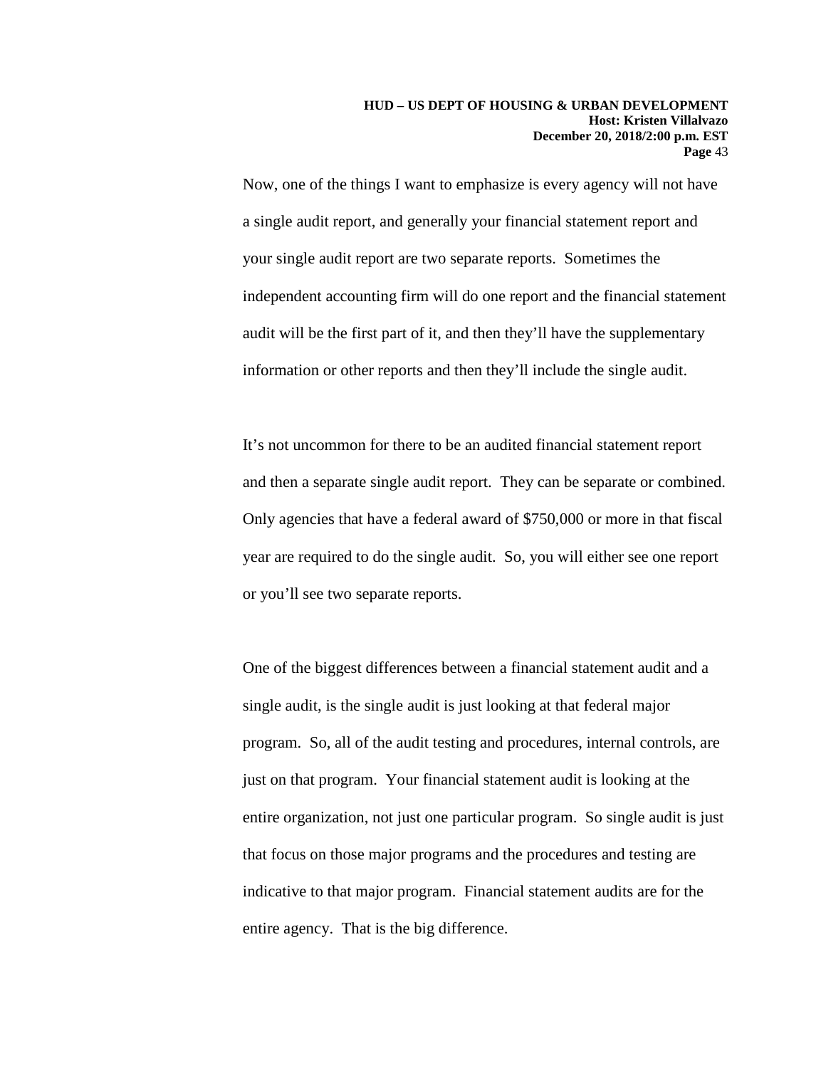Now, one of the things I want to emphasize is every agency will not have a single audit report, and generally your financial statement report and your single audit report are two separate reports. Sometimes the independent accounting firm will do one report and the financial statement audit will be the first part of it, and then they'll have the supplementary information or other reports and then they'll include the single audit.

It's not uncommon for there to be an audited financial statement report and then a separate single audit report. They can be separate or combined. Only agencies that have a federal award of $750,000 or more in that fiscal year are required to do the single audit. So, you will either see one report or you'll see two separate reports.

One of the biggest differences between a financial statement audit and a single audit, is the single audit is just looking at that federal major program. So, all of the audit testing and procedures, internal controls, are just on that program. Your financial statement audit is looking at the entire organization, not just one particular program. So single audit is just that focus on those major programs and the procedures and testing are indicative to that major program. Financial statement audits are for the entire agency. That is the big difference.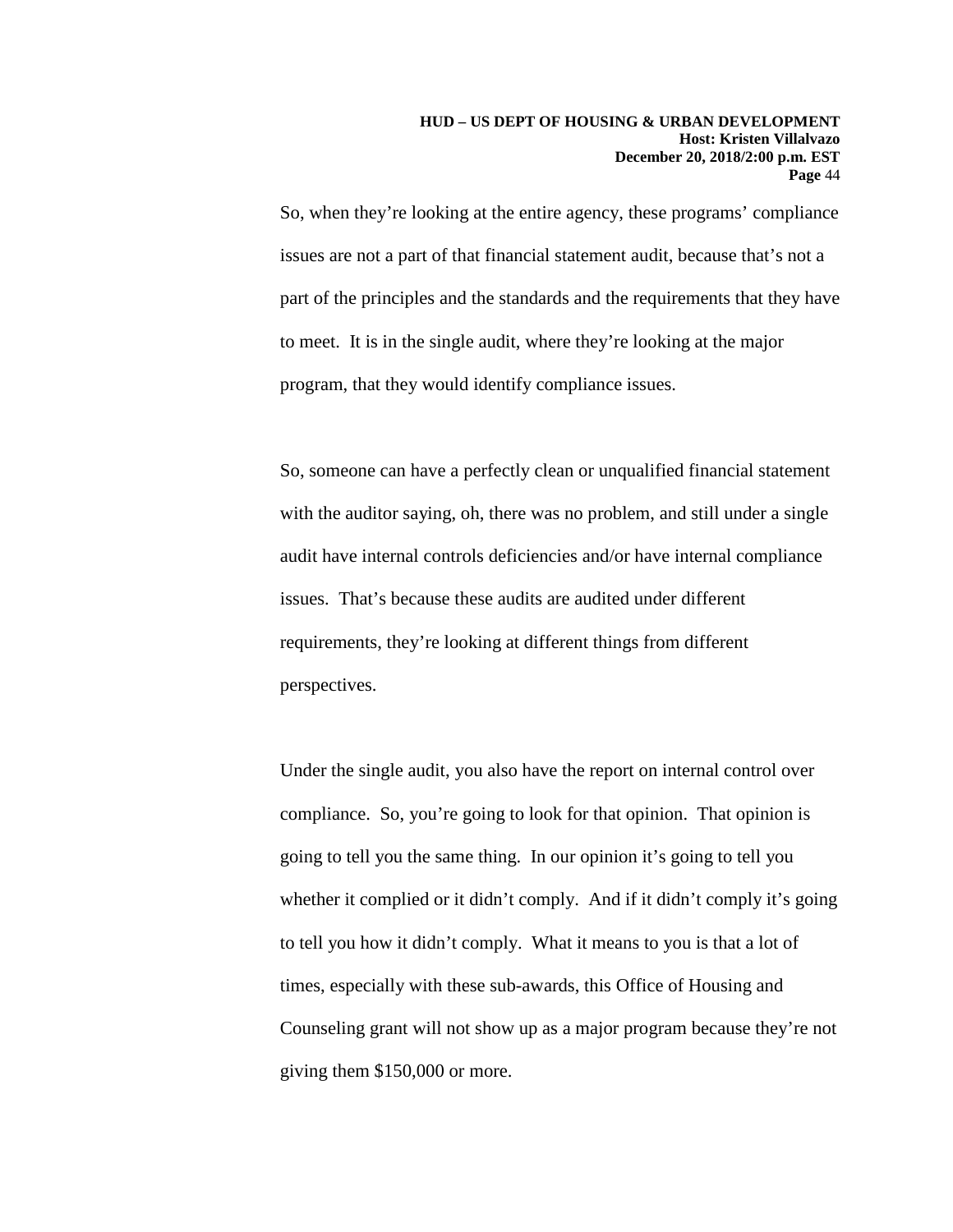So, when they're looking at the entire agency, these programs' compliance issues are not a part of that financial statement audit, because that's not a part of the principles and the standards and the requirements that they have to meet. It is in the single audit, where they're looking at the major program, that they would identify compliance issues.

So, someone can have a perfectly clean or unqualified financial statement with the auditor saying, oh, there was no problem, and still under a single audit have internal controls deficiencies and/or have internal compliance issues. That's because these audits are audited under different requirements, they're looking at different things from different perspectives.

Under the single audit, you also have the report on internal control over compliance. So, you're going to look for that opinion. That opinion is going to tell you the same thing. In our opinion it's going to tell you whether it complied or it didn't comply. And if it didn't comply it's going to tell you how it didn't comply. What it means to you is that a lot of times, especially with these sub-awards, this Office of Housing and Counseling grant will not show up as a major program because they're not giving them $150,000 or more.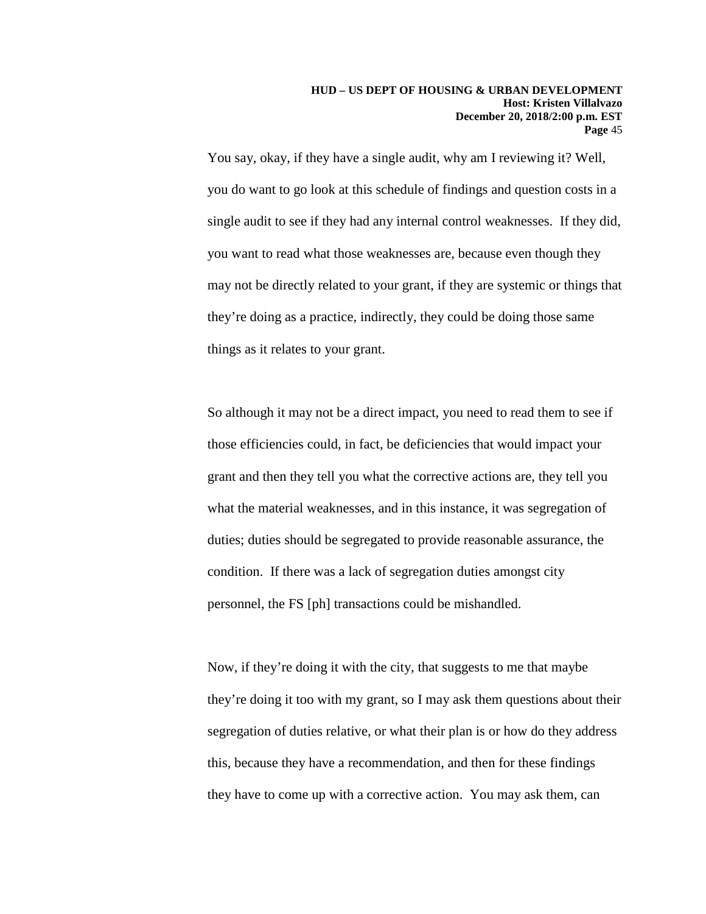You say, okay, if they have a single audit, why am I reviewing it? Well, you do want to go look at this schedule of findings and question costs in a single audit to see if they had any internal control weaknesses. If they did, you want to read what those weaknesses are, because even though they may not be directly related to your grant, if they are systemic or things that they're doing as a practice, indirectly, they could be doing those same things as it relates to your grant.

So although it may not be a direct impact, you need to read them to see if those efficiencies could, in fact, be deficiencies that would impact your grant and then they tell you what the corrective actions are, they tell you what the material weaknesses, and in this instance, it was segregation of duties; duties should be segregated to provide reasonable assurance, the condition. If there was a lack of segregation duties amongst city personnel, the FS [ph] transactions could be mishandled.

Now, if they're doing it with the city, that suggests to me that maybe they're doing it too with my grant, so I may ask them questions about their segregation of duties relative, or what their plan is or how do they address this, because they have a recommendation, and then for these findings they have to come up with a corrective action. You may ask them, can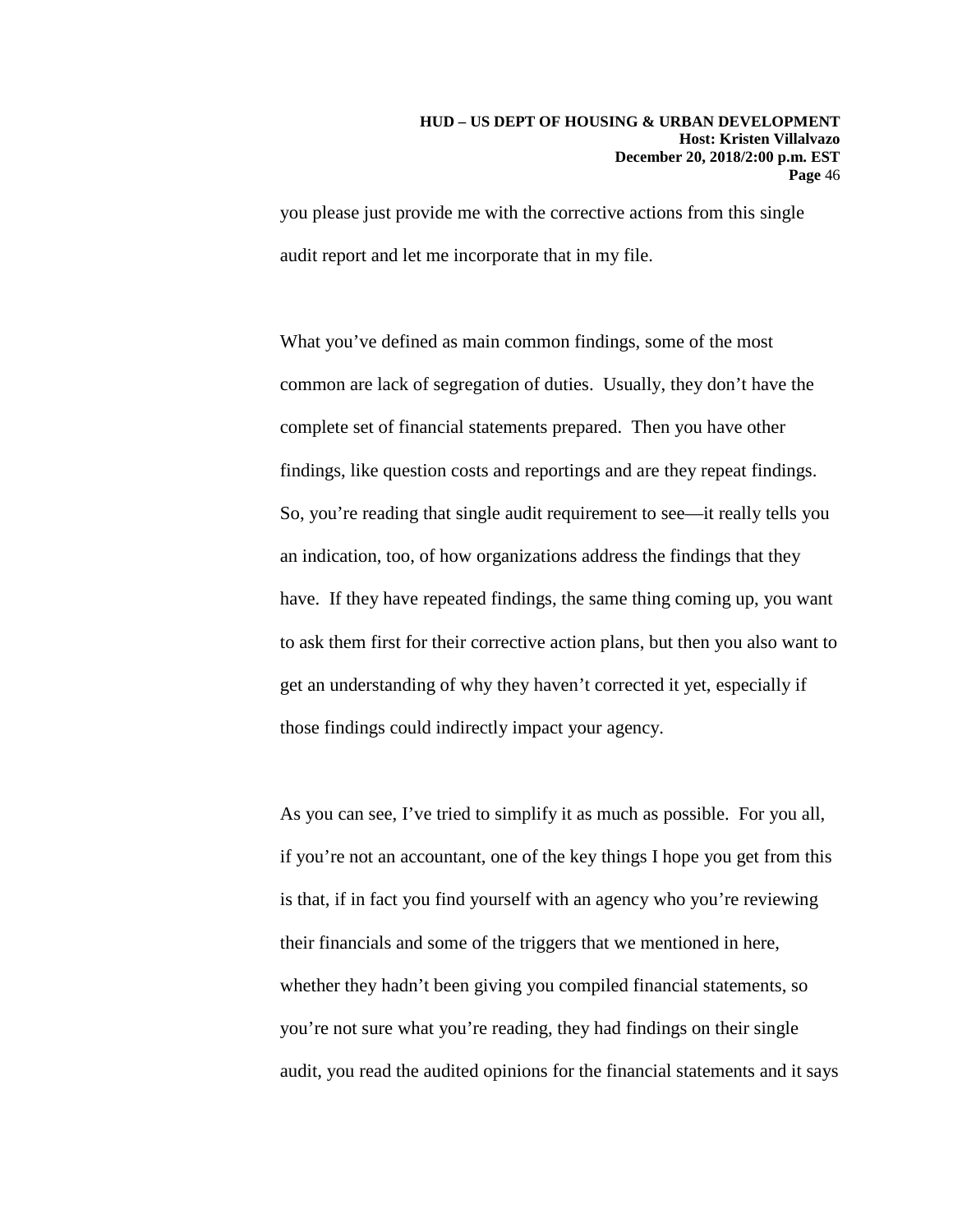you please just provide me with the corrective actions from this single audit report and let me incorporate that in my file.

What you've defined as main common findings, some of the most common are lack of segregation of duties. Usually, they don't have the complete set of financial statements prepared. Then you have other findings, like question costs and reportings and are they repeat findings. So, you're reading that single audit requirement to see—it really tells you an indication, too, of how organizations address the findings that they have. If they have repeated findings, the same thing coming up, you want to ask them first for their corrective action plans, but then you also want to get an understanding of why they haven't corrected it yet, especially if those findings could indirectly impact your agency.

As you can see, I've tried to simplify it as much as possible. For you all, if you're not an accountant, one of the key things I hope you get from this is that, if in fact you find yourself with an agency who you're reviewing their financials and some of the triggers that we mentioned in here, whether they hadn't been giving you compiled financial statements, so you're not sure what you're reading, they had findings on their single audit, you read the audited opinions for the financial statements and it says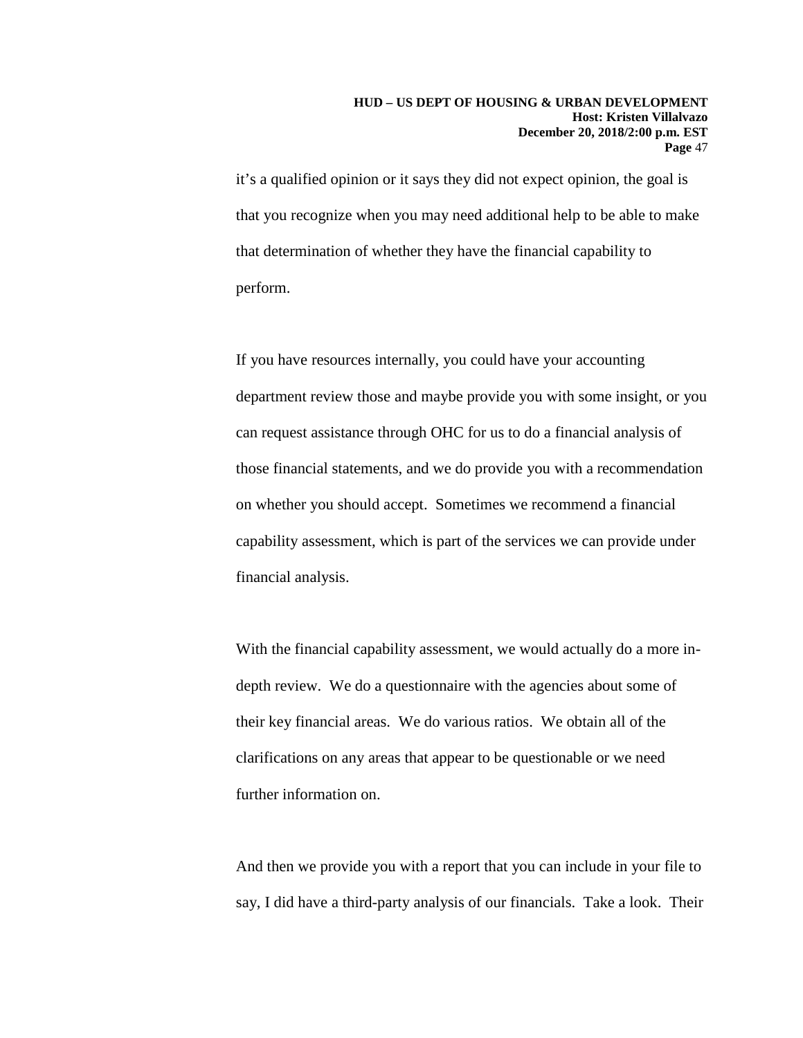it's a qualified opinion or it says they did not expect opinion, the goal is that you recognize when you may need additional help to be able to make that determination of whether they have the financial capability to perform.

If you have resources internally, you could have your accounting department review those and maybe provide you with some insight, or you can request assistance through OHC for us to do a financial analysis of those financial statements, and we do provide you with a recommendation on whether you should accept. Sometimes we recommend a financial capability assessment, which is part of the services we can provide under financial analysis.

With the financial capability assessment, we would actually do a more in-depth review. We do a questionnaire with the agencies about some of their key financial areas. We do various ratios. We obtain all of the clarifications on any areas that appear to be questionable or we need further information on.

And then we provide you with a report that you can include in your file to say, I did have a third-party analysis of our financials. Take a look. Their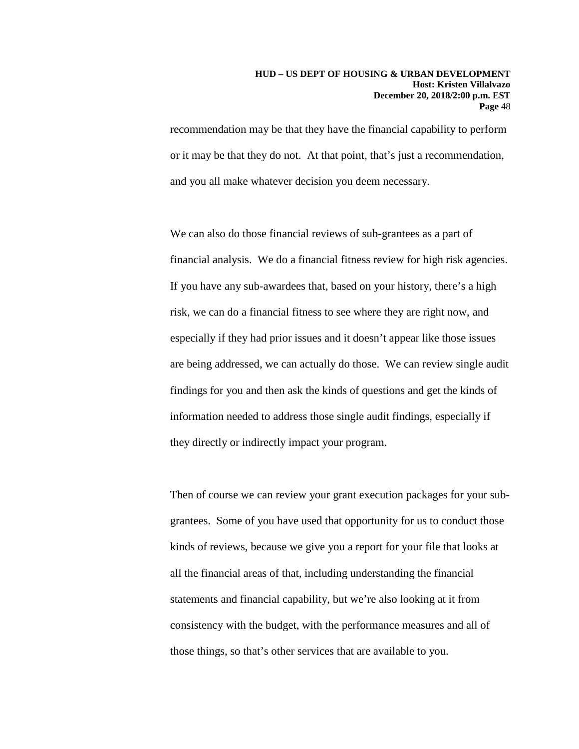recommendation may be that they have the financial capability to perform or it may be that they do not. At that point, that's just a recommendation, and you all make whatever decision you deem necessary.

We can also do those financial reviews of sub-grantees as a part of financial analysis. We do a financial fitness review for high risk agencies. If you have any sub-awardees that, based on your history, there's a high risk, we can do a financial fitness to see where they are right now, and especially if they had prior issues and it doesn't appear like those issues are being addressed, we can actually do those. We can review single audit findings for you and then ask the kinds of questions and get the kinds of information needed to address those single audit findings, especially if they directly or indirectly impact your program.

Then of course we can review your grant execution packages for your sub-grantees. Some of you have used that opportunity for us to conduct those kinds of reviews, because we give you a report for your file that looks at all the financial areas of that, including understanding the financial statements and financial capability, but we're also looking at it from consistency with the budget, with the performance measures and all of those things, so that's other services that are available to you.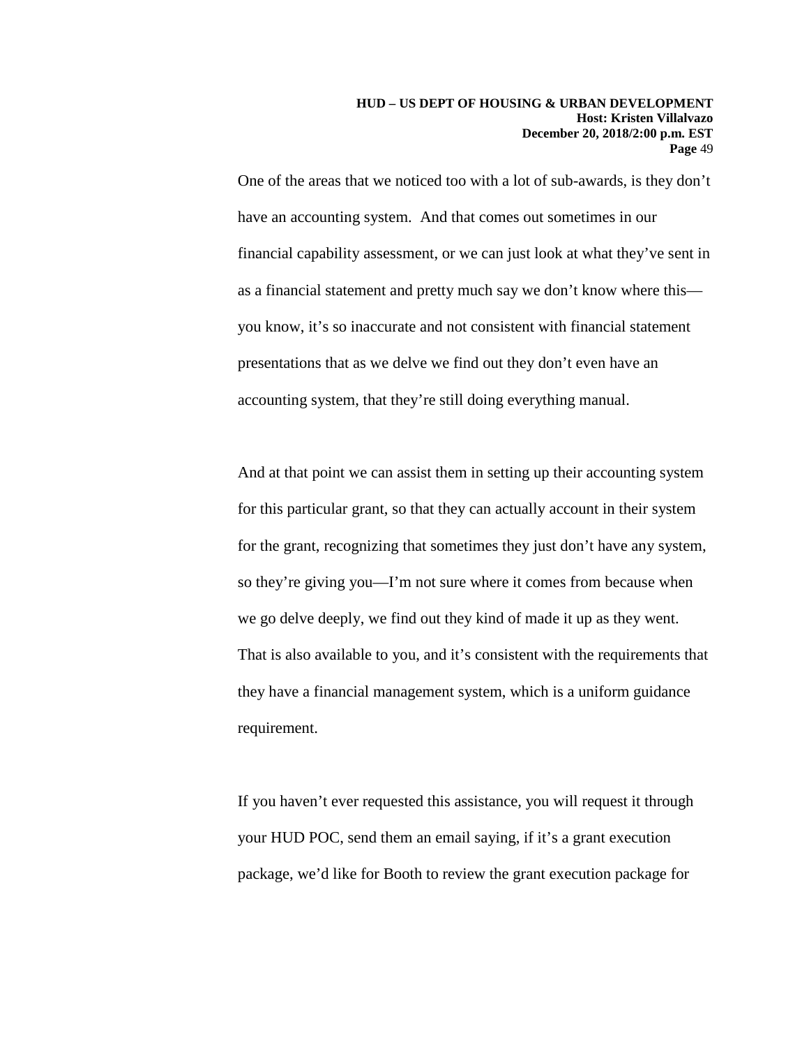One of the areas that we noticed too with a lot of sub-awards, is they don't have an accounting system. And that comes out sometimes in our financial capability assessment, or we can just look at what they've sent in as a financial statement and pretty much say we don't know where this—you know, it's so inaccurate and not consistent with financial statement presentations that as we delve we find out they don't even have an accounting system, that they're still doing everything manual.

And at that point we can assist them in setting up their accounting system for this particular grant, so that they can actually account in their system for the grant, recognizing that sometimes they just don't have any system, so they're giving you—I'm not sure where it comes from because when we go delve deeply, we find out they kind of made it up as they went. That is also available to you, and it's consistent with the requirements that they have a financial management system, which is a uniform guidance requirement.

If you haven't ever requested this assistance, you will request it through your HUD POC, send them an email saying, if it's a grant execution package, we'd like for Booth to review the grant execution package for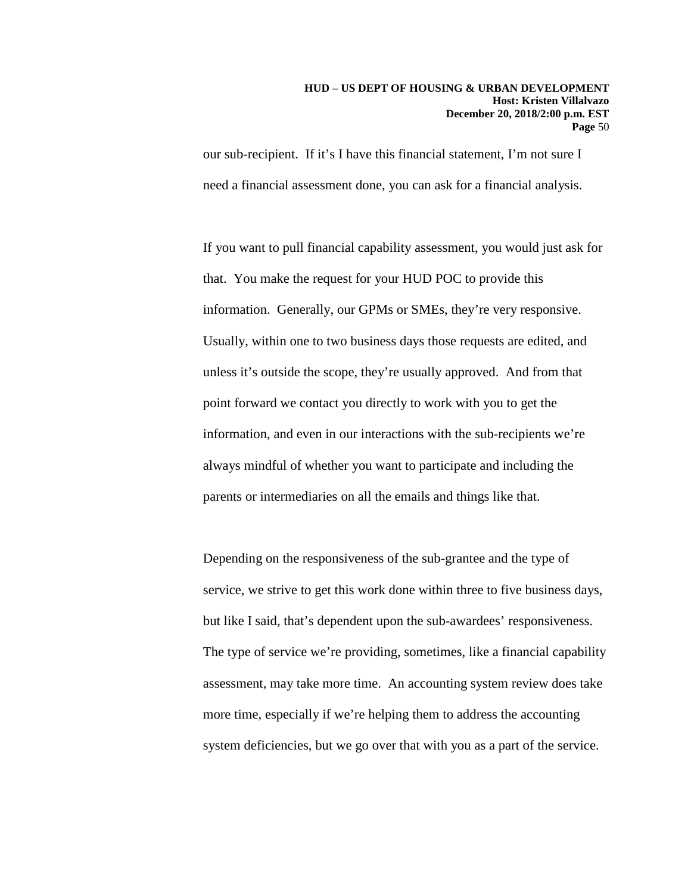our sub-recipient. If it's I have this financial statement, I'm not sure I need a financial assessment done, you can ask for a financial analysis.

If you want to pull financial capability assessment, you would just ask for that. You make the request for your HUD POC to provide this information. Generally, our GPMs or SMEs, they're very responsive. Usually, within one to two business days those requests are edited, and unless it's outside the scope, they're usually approved. And from that point forward we contact you directly to work with you to get the information, and even in our interactions with the sub-recipients we're always mindful of whether you want to participate and including the parents or intermediaries on all the emails and things like that.

Depending on the responsiveness of the sub-grantee and the type of service, we strive to get this work done within three to five business days, but like I said, that's dependent upon the sub-awardees' responsiveness. The type of service we're providing, sometimes, like a financial capability assessment, may take more time. An accounting system review does take more time, especially if we're helping them to address the accounting system deficiencies, but we go over that with you as a part of the service.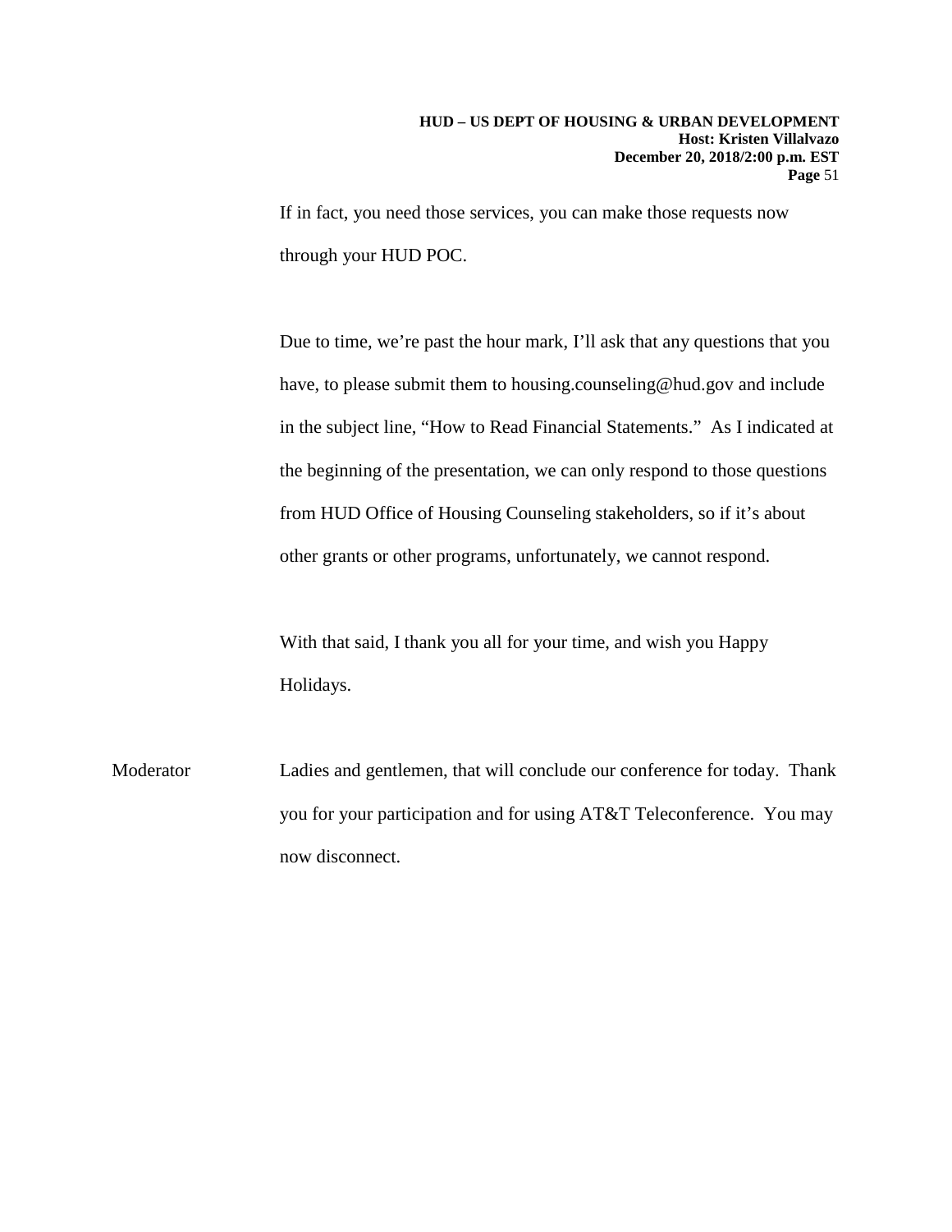If in fact, you need those services, you can make those requests now through your HUD POC.

Due to time, we're past the hour mark, I'll ask that any questions that you have, to please submit them to housing.counseling@hud.gov and include in the subject line, "How to Read Financial Statements." As I indicated at the beginning of the presentation, we can only respond to those questions from HUD Office of Housing Counseling stakeholders, so if it's about other grants or other programs, unfortunately, we cannot respond.

With that said, I thank you all for your time, and wish you Happy Holidays.

Moderator Ladies and gentlemen, that will conclude our conference for today. Thank you for your participation and for using AT&T Teleconference. You may now disconnect.